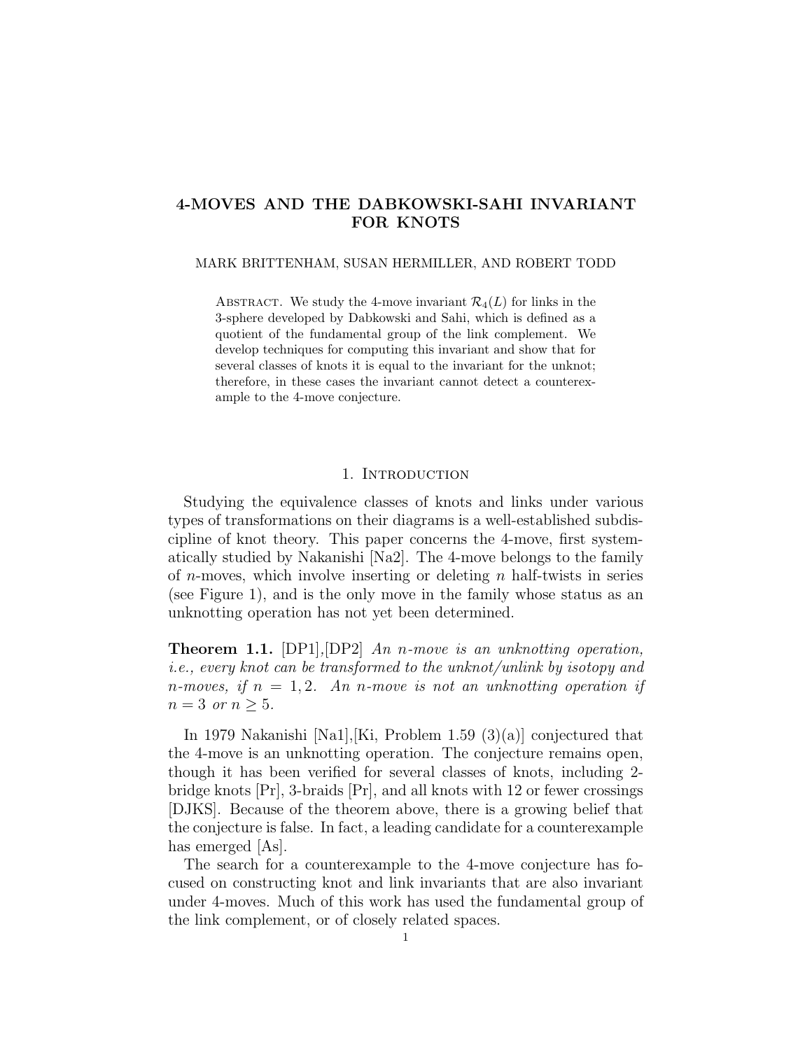# 4-MOVES AND THE DABKOWSKI-SAHI INVARIANT FOR KNOTS

MARK BRITTENHAM, SUSAN HERMILLER, AND ROBERT TODD

Abstract. We study the 4-move invariant $\mathcal{R}_4(L)$ for links in the 3-sphere developed by Dabkowski and Sahi, which is defined as a quotient of the fundamental group of the link complement. We develop techniques for computing this invariant and show that for several classes of knots it is equal to the invariant for the unknot; therefore, in these cases the invariant cannot detect a counterexample to the 4-move conjecture.

## 1. Introduction

Studying the equivalence classes of knots and links under various types of transformations on their diagrams is a well-established subdiscipline of knot theory. This paper concerns the 4-move, first systematically studied by Nakanishi [Na2]. The 4-move belongs to the family of $n$-moves, which involve inserting or deleting $n$ half-twists in series (see Figure 1), and is the only move in the family whose status as an unknotting operation has not yet been determined.

**Theorem 1.1.** [DP1],[DP2] *An $n$-move is an unknotting operation, i.e., every knot can be transformed to the unknot/unlink by isotopy and $n$-moves, if $n = 1, 2$. An $n$-move is not an unknotting operation if $n = 3$ or $n \geq 5$.*

In 1979 Nakanishi [Na1],[Ki, Problem 1.59 (3)(a)] conjectured that the 4-move is an unknotting operation. The conjecture remains open, though it has been verified for several classes of knots, including 2-bridge knots [Pr], 3-braids [Pr], and all knots with 12 or fewer crossings [DJKS]. Because of the theorem above, there is a growing belief that the conjecture is false. In fact, a leading candidate for a counterexample has emerged [As].

The search for a counterexample to the 4-move conjecture has focused on constructing knot and link invariants that are also invariant under 4-moves. Much of this work has used the fundamental group of the link complement, or of closely related spaces.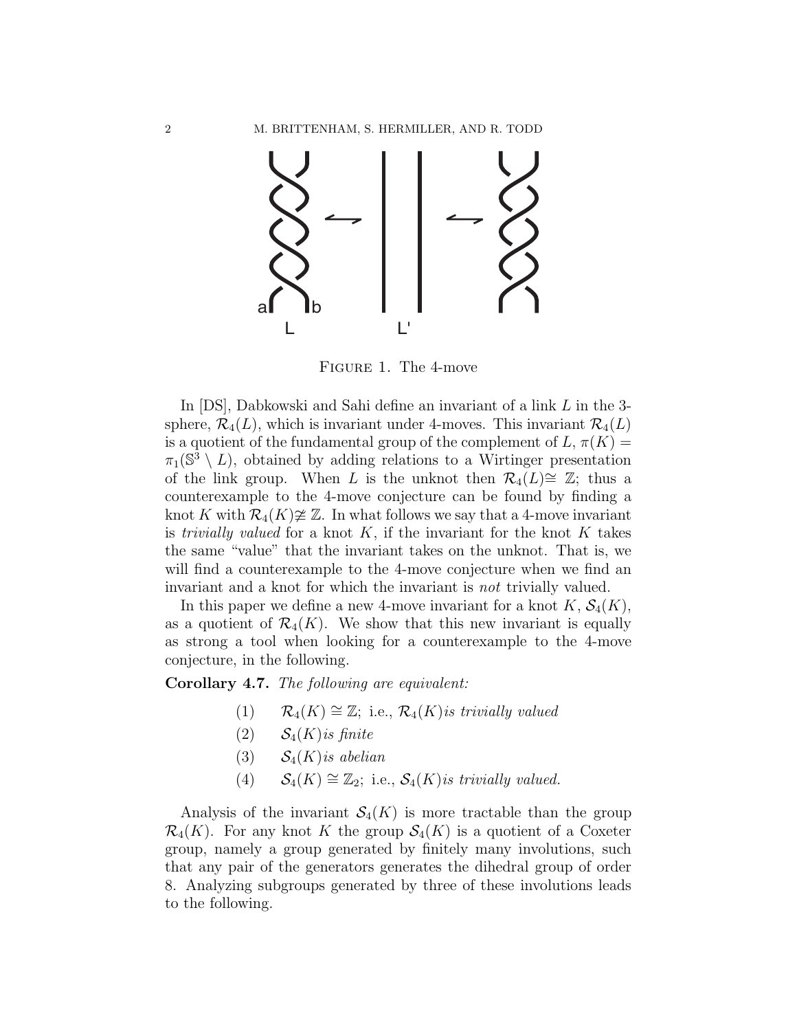FIGURE 1. The 4-move

In [DS], Dabkowski and Sahi define an invariant of a link $L$ in the 3-sphere, $\mathcal{R}_4(L)$, which is invariant under 4-moves. This invariant $\mathcal{R}_4(L)$ is a quotient of the fundamental group of the complement of $L$, $\pi(K) = \pi_1(\mathbb{S}^3 \setminus L)$, obtained by adding relations to a Wirtinger presentation of the link group. When $L$ is the unknot then $\mathcal{R}_4(L) \cong \mathbb{Z}$; thus a counterexample to the 4-move conjecture can be found by finding a knot $K$ with $\mathcal{R}_4(K) \not\cong \mathbb{Z}$. In what follows we say that a 4-move invariant is *trivially valued* for a knot $K$, if the invariant for the knot $K$ takes the same "value" that the invariant takes on the unknot. That is, we will find a counterexample to the 4-move conjecture when we find an invariant and a knot for which the invariant is *not* trivially valued.

In this paper we define a new 4-move invariant for a knot $K$, $\mathcal{S}_4(K)$, as a quotient of $\mathcal{R}_4(K)$. We show that this new invariant is equally as strong a tool when looking for a counterexample to the 4-move conjecture, in the following.

**Corollary 4.7.** *The following are equivalent:*

(1) $\mathcal{R}_4(K) \cong \mathbb{Z}$; i.e., $\mathcal{R}_4(K)$ *is trivially valued*

(2) $\mathcal{S}_4(K)$ *is finite*

(3) $\mathcal{S}_4(K)$ *is abelian*

(4) $\mathcal{S}_4(K) \cong \mathbb{Z}_2$; i.e., $\mathcal{S}_4(K)$ *is trivially valued.*

Analysis of the invariant $\mathcal{S}_4(K)$ is more tractable than the group $\mathcal{R}_4(K)$. For any knot $K$ the group $\mathcal{S}_4(K)$ is a quotient of a Coxeter group, namely a group generated by finitely many involutions, such that any pair of the generators generates the dihedral group of order 8. Analyzing subgroups generated by three of these involutions leads to the following.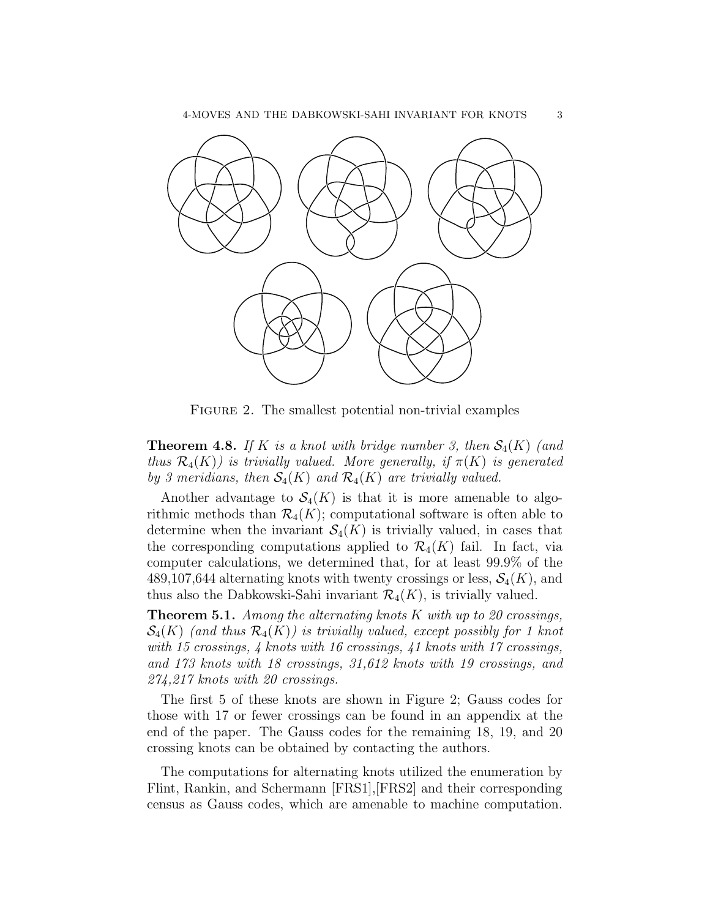FIGURE 2. The smallest potential non-trivial examples

**Theorem 4.8.** *If $K$ is a knot with bridge number 3, then $\mathcal{S}_4(K)$ (and thus $\mathcal{R}_4(K)$) is trivially valued. More generally, if $\pi(K)$ is generated by 3 meridians, then $\mathcal{S}_4(K)$ and $\mathcal{R}_4(K)$ are trivially valued.*

Another advantage to $\mathcal{S}_4(K)$ is that it is more amenable to algorithmic methods than $\mathcal{R}_4(K)$; computational software is often able to determine when the invariant $\mathcal{S}_4(K)$ is trivially valued, in cases that the corresponding computations applied to $\mathcal{R}_4(K)$ fail. In fact, via computer calculations, we determined that, for at least 99.9% of the 489,107,644 alternating knots with twenty crossings or less, $\mathcal{S}_4(K)$, and thus also the Dabkowski-Sahi invariant $\mathcal{R}_4(K)$, is trivially valued.

**Theorem 5.1.** *Among the alternating knots $K$ with up to 20 crossings, $\mathcal{S}_4(K)$ (and thus $\mathcal{R}_4(K)$) is trivially valued, except possibly for 1 knot with 15 crossings, 4 knots with 16 crossings, 41 knots with 17 crossings, and 173 knots with 18 crossings, 31,612 knots with 19 crossings, and 274,217 knots with 20 crossings.*

The first 5 of these knots are shown in Figure 2; Gauss codes for those with 17 or fewer crossings can be found in an appendix at the end of the paper. The Gauss codes for the remaining 18, 19, and 20 crossing knots can be obtained by contacting the authors.

The computations for alternating knots utilized the enumeration by Flint, Rankin, and Schermann [FRS1],[FRS2] and their corresponding census as Gauss codes, which are amenable to machine computation.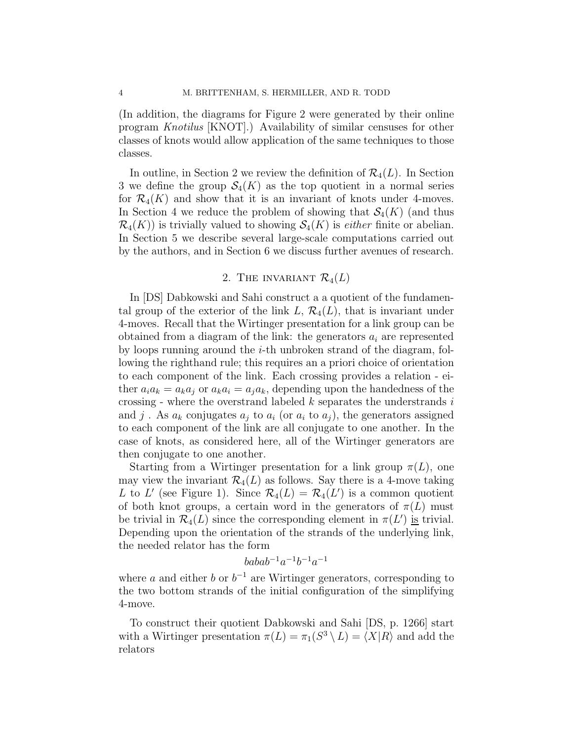(In addition, the diagrams for Figure 2 were generated by their online program *Knotilus* [KNOT].) Availability of similar censuses for other classes of knots would allow application of the same techniques to those classes.

In outline, in Section 2 we review the definition of $\mathcal{R}_4(L)$. In Section 3 we define the group $\mathcal{S}_4(K)$ as the top quotient in a normal series for $\mathcal{R}_4(K)$ and show that it is an invariant of knots under 4-moves. In Section 4 we reduce the problem of showing that $\mathcal{S}_4(K)$ (and thus $\mathcal{R}_4(K)$) is trivially valued to showing $\mathcal{S}_4(K)$ is *either* finite or abelian. In Section 5 we describe several large-scale computations carried out by the authors, and in Section 6 we discuss further avenues of research.

## 2. The invariant $\mathcal{R}_4(L)$

In [DS] Dabkowski and Sahi construct a a quotient of the fundamental group of the exterior of the link $L$, $\mathcal{R}_4(L)$, that is invariant under 4-moves. Recall that the Wirtinger presentation for a link group can be obtained from a diagram of the link: the generators $a_i$ are represented by loops running around the $i$-th unbroken strand of the diagram, following the righthand rule; this requires an a priori choice of orientation to each component of the link. Each crossing provides a relation - either $a_i a_k = a_k a_j$ or $a_k a_i = a_j a_k$, depending upon the handedness of the crossing - where the overstrand labeled $k$ separates the understrands $i$ and $j$ . As $a_k$ conjugates $a_j$ to $a_i$ (or $a_i$ to $a_j$), the generators assigned to each component of the link are all conjugate to one another. In the case of knots, as considered here, all of the Wirtinger generators are then conjugate to one another.

Starting from a Wirtinger presentation for a link group $\pi(L)$, one may view the invariant $\mathcal{R}_4(L)$ as follows. Say there is a 4-move taking $L$ to $L'$ (see Figure 1). Since $\mathcal{R}_4(L) = \mathcal{R}_4(L')$ is a common quotient of both knot groups, a certain word in the generators of $\pi(L)$ must be trivial in $\mathcal{R}_4(L)$ since the corresponding element in $\pi(L')$ is trivial. Depending upon the orientation of the strands of the underlying link, the needed relator has the form

$$babab^{-1}a^{-1}b^{-1}a^{-1}$$

where $a$ and either $b$ or $b^{-1}$ are Wirtinger generators, corresponding to the two bottom strands of the initial configuration of the simplifying 4-move.

To construct their quotient Dabkowski and Sahi [DS, p. 1266] start with a Wirtinger presentation $\pi(L) = \pi_1(S^3 \setminus L) = \langle X|R \rangle$ and add the relators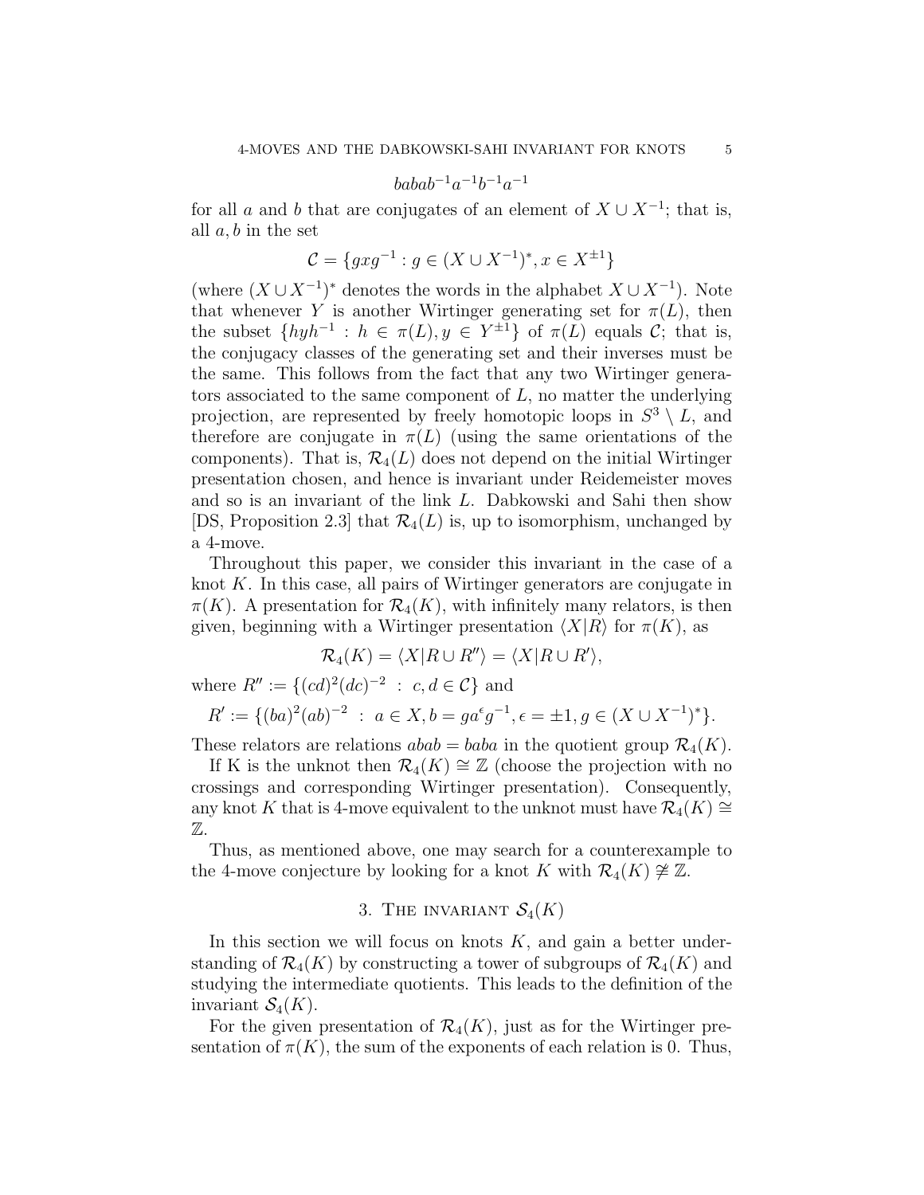$$babab^{-1}a^{-1}b^{-1}a^{-1}$$

for all $a$ and $b$ that are conjugates of an element of $X \cup X^{-1}$; that is, all $a, b$ in the set

$$\mathcal{C} = \{gxg^{-1} : g \in (X \cup X^{-1})^*, x \in X^{\pm 1}\}$$

(where $(X \cup X^{-1})^*$ denotes the words in the alphabet $X \cup X^{-1}$). Note that whenever $Y$ is another Wirtinger generating set for $\pi(L)$, then the subset $\{hyh^{-1} : h \in \pi(L), y \in Y^{\pm 1}\}$ of $\pi(L)$ equals $\mathcal{C}$; that is, the conjugacy classes of the generating set and their inverses must be the same. This follows from the fact that any two Wirtinger generators associated to the same component of $L$, no matter the underlying projection, are represented by freely homotopic loops in $S^3 \setminus L$, and therefore are conjugate in $\pi(L)$ (using the same orientations of the components). That is, $\mathcal{R}_4(L)$ does not depend on the initial Wirtinger presentation chosen, and hence is invariant under Reidemeister moves and so is an invariant of the link $L$. Dabkowski and Sahi then show [DS, Proposition 2.3] that $\mathcal{R}_4(L)$ is, up to isomorphism, unchanged by a 4-move.

Throughout this paper, we consider this invariant in the case of a knot $K$. In this case, all pairs of Wirtinger generators are conjugate in $\pi(K)$. A presentation for $\mathcal{R}_4(K)$, with infinitely many relators, is then given, beginning with a Wirtinger presentation $\langle X | R \rangle$ for $\pi(K)$, as

$$\mathcal{R}_4(K) = \langle X | R \cup R'' \rangle = \langle X | R \cup R' \rangle,$$

where $R'' := \{(cd)^2(dc)^{-2} \ : \ c, d \in \mathcal{C}\}$ and

$$R' := \{(ba)^2(ab)^{-2} \ : \ a \in X, b = ga^{\epsilon}g^{-1}, \epsilon = \pm 1, g \in (X \cup X^{-1})^*\}.$$

These relators are relations $abab = baba$ in the quotient group $\mathcal{R}_4(K)$.

If K is the unknot then $\mathcal{R}_4(K) \cong \mathbb{Z}$ (choose the projection with no crossings and corresponding Wirtinger presentation). Consequently, any knot $K$ that is 4-move equivalent to the unknot must have $\mathcal{R}_4(K) \cong \mathbb{Z}$.

Thus, as mentioned above, one may search for a counterexample to the 4-move conjecture by looking for a knot $K$ with $\mathcal{R}_4(K) \ncong \mathbb{Z}$.

## 3. The invariant $\mathcal{S}_4(K)$

In this section we will focus on knots $K$, and gain a better understanding of $\mathcal{R}_4(K)$ by constructing a tower of subgroups of $\mathcal{R}_4(K)$ and studying the intermediate quotients. This leads to the definition of the invariant $\mathcal{S}_4(K)$.

For the given presentation of $\mathcal{R}_4(K)$, just as for the Wirtinger presentation of $\pi(K)$, the sum of the exponents of each relation is 0. Thus,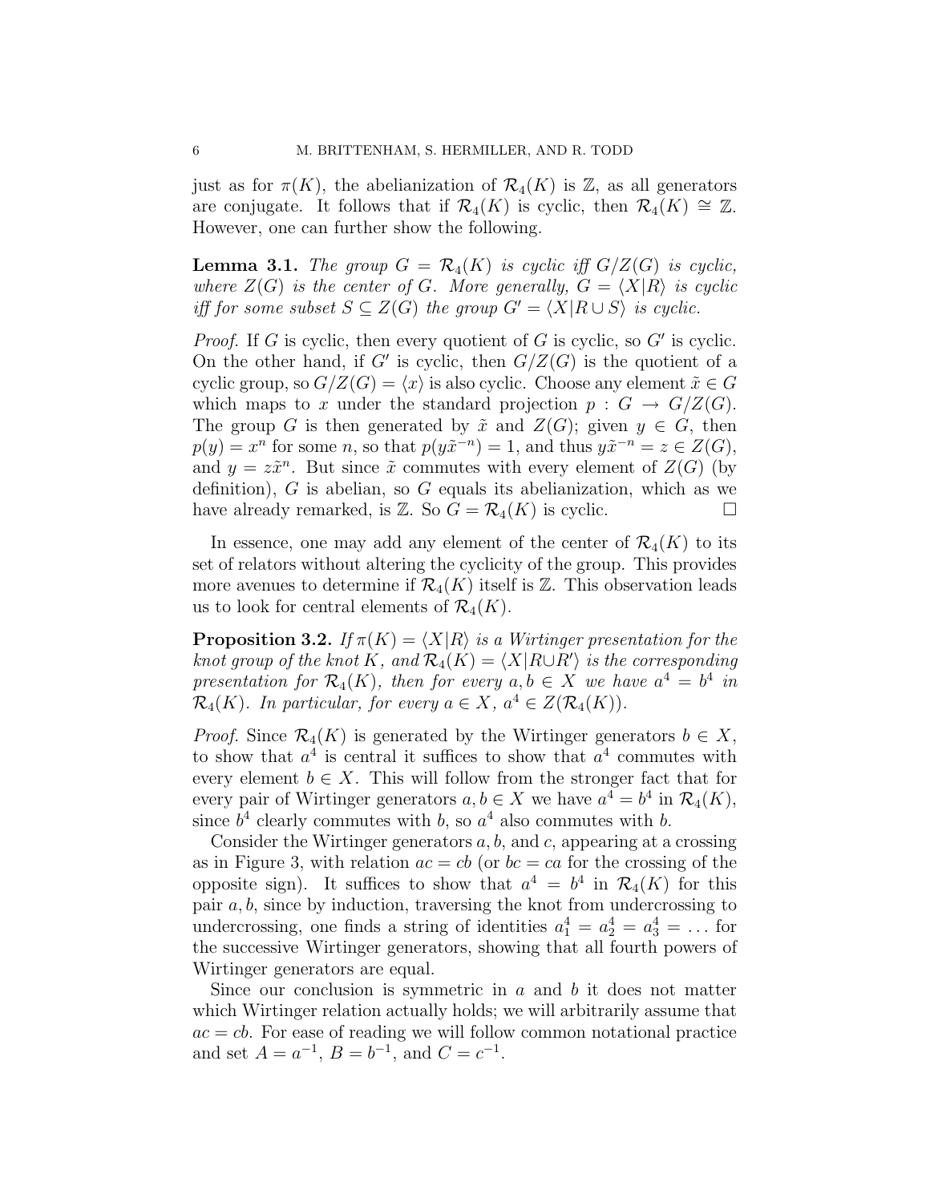just as for $\pi(K)$, the abelianization of $\mathcal{R}_4(K)$ is $\mathbb{Z}$, as all generators are conjugate. It follows that if $\mathcal{R}_4(K)$ is cyclic, then $\mathcal{R}_4(K) \cong \mathbb{Z}$. However, one can further show the following.

**Lemma 3.1.** *The group $G = \mathcal{R}_4(K)$ is cyclic iff $G/Z(G)$ is cyclic, where $Z(G)$ is the center of $G$. More generally, $G = \langle X|R\rangle$ is cyclic iff for some subset $S \subseteq Z(G)$ the group $G' = \langle X|R \cup S\rangle$ is cyclic.*

*Proof.* If $G$ is cyclic, then every quotient of $G$ is cyclic, so $G'$ is cyclic. On the other hand, if $G'$ is cyclic, then $G/Z(G)$ is the quotient of a cyclic group, so $G/Z(G) = \langle x\rangle$ is also cyclic. Choose any element $\tilde{x} \in G$ which maps to $x$ under the standard projection $p : G \to G/Z(G)$. The group $G$ is then generated by $\tilde{x}$ and $Z(G)$; given $y \in G$, then $p(y) = x^n$ for some $n$, so that $p(y\tilde{x}^{-n}) = 1$, and thus $y\tilde{x}^{-n} = z \in Z(G)$, and $y = z\tilde{x}^n$. But since $\tilde{x}$ commutes with every element of $Z(G)$ (by definition), $G$ is abelian, so $G$ equals its abelianization, which as we have already remarked, is $\mathbb{Z}$. So $G = \mathcal{R}_4(K)$ is cyclic. $\square$

In essence, one may add any element of the center of $\mathcal{R}_4(K)$ to its set of relators without altering the cyclicity of the group. This provides more avenues to determine if $\mathcal{R}_4(K)$ itself is $\mathbb{Z}$. This observation leads us to look for central elements of $\mathcal{R}_4(K)$.

**Proposition 3.2.** *If $\pi(K) = \langle X|R\rangle$ is a Wirtinger presentation for the knot group of the knot $K$, and $\mathcal{R}_4(K) = \langle X|R \cup R'\rangle$ is the corresponding presentation for $\mathcal{R}_4(K)$, then for every $a, b \in X$ we have $a^4 = b^4$ in $\mathcal{R}_4(K)$. In particular, for every $a \in X$, $a^4 \in Z(\mathcal{R}_4(K))$.*

*Proof.* Since $\mathcal{R}_4(K)$ is generated by the Wirtinger generators $b \in X$, to show that $a^4$ is central it suffices to show that $a^4$ commutes with every element $b \in X$. This will follow from the stronger fact that for every pair of Wirtinger generators $a, b \in X$ we have $a^4 = b^4$ in $\mathcal{R}_4(K)$, since $b^4$ clearly commutes with $b$, so $a^4$ also commutes with $b$.

Consider the Wirtinger generators $a, b$, and $c$, appearing at a crossing as in Figure 3, with relation $ac = cb$ (or $bc = ca$ for the crossing of the opposite sign). It suffices to show that $a^4 = b^4$ in $\mathcal{R}_4(K)$ for this pair $a, b$, since by induction, traversing the knot from undercrossing to undercrossing, one finds a string of identities $a_1^4 = a_2^4 = a_3^4 = \ldots$ for the successive Wirtinger generators, showing that all fourth powers of Wirtinger generators are equal.

Since our conclusion is symmetric in $a$ and $b$ it does not matter which Wirtinger relation actually holds; we will arbitrarily assume that $ac = cb$. For ease of reading we will follow common notational practice and set $A = a^{-1}$, $B = b^{-1}$, and $C = c^{-1}$.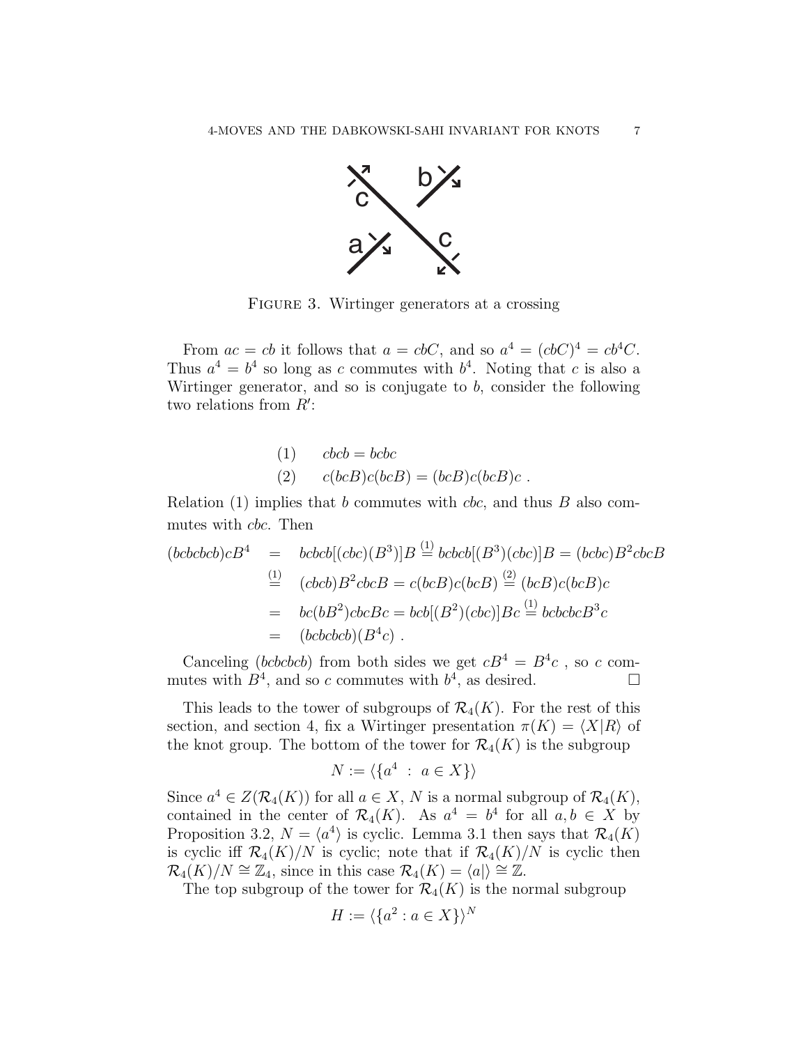FIGURE 3. Wirtinger generators at a crossing

From $ac = cb$ it follows that $a = cbC$, and so $a^4 = (cbC)^4 = cb^4C$. Thus $a^4 = b^4$ so long as $c$ commutes with $b^4$. Noting that $c$ is also a Wirtinger generator, and so is conjugate to $b$, consider the following two relations from $R'$:

$$(1) \qquad cbcb = bcbc$$
$$(2) \qquad c(bcB)c(bcB) = (bcB)c(bcB)c \ .$$

Relation (1) implies that $b$ commutes with $cbc$, and thus $B$ also commutes with $cbc$. Then

$$\begin{aligned}
(bcbcbcb)cB^4 &= bcbcb[(cbc)(B^3)]B \stackrel{(1)}{=} bcbcb[(B^3)(cbc)]B = (bcbc)B^2cbcB \\
&\stackrel{(1)}{=} (cbcb)B^2cbcB = c(bcB)c(bcB) \stackrel{(2)}{=} (bcB)c(bcB)c \\
&= bc(bB^2)cbcBc = bcb[(B^2)(cbc)]Bc \stackrel{(1)}{=} bcbcbcB^3c \\
&= (bcbcbcb)(B^4c) \ .
\end{aligned}$$

Canceling $(bcbcbcb)$ from both sides we get $cB^4 = B^4c$ , so $c$ commutes with $B^4$, and so $c$ commutes with $b^4$, as desired. □

This leads to the tower of subgroups of $\mathcal{R}_4(K)$. For the rest of this section, and section 4, fix a Wirtinger presentation $\pi(K) = \langle X|R\rangle$ of the knot group. The bottom of the tower for $\mathcal{R}_4(K)$ is the subgroup

$$N := \langle \{a^4 \ : \ a \in X\}\rangle$$

Since $a^4 \in Z(\mathcal{R}_4(K))$ for all $a \in X$, $N$ is a normal subgroup of $\mathcal{R}_4(K)$, contained in the center of $\mathcal{R}_4(K)$. As $a^4 = b^4$ for all $a, b \in X$ by Proposition 3.2, $N = \langle a^4\rangle$ is cyclic. Lemma 3.1 then says that $\mathcal{R}_4(K)$ is cyclic iff $\mathcal{R}_4(K)/N$ is cyclic; note that if $\mathcal{R}_4(K)/N$ is cyclic then $\mathcal{R}_4(K)/N \cong \mathbb{Z}_4$, since in this case $\mathcal{R}_4(K) = \langle a|\rangle \cong \mathbb{Z}$.

The top subgroup of the tower for $\mathcal{R}_4(K)$ is the normal subgroup

$$H := \langle \{a^2 : a \in X\}\rangle^N$$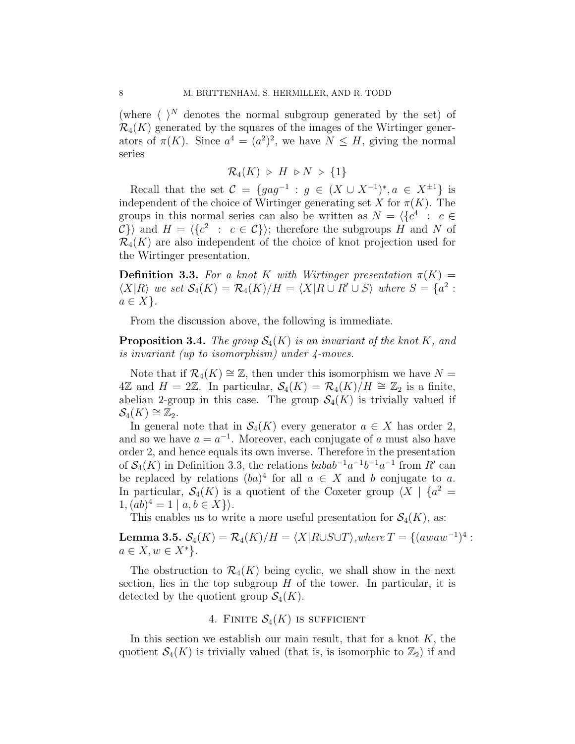(where $\langle\ \rangle^N$ denotes the normal subgroup generated by the set) of $\mathcal{R}_4(K)$ generated by the squares of the images of the Wirtinger generators of $\pi(K)$. Since $a^4 = (a^2)^2$, we have $N \leq H$, giving the normal series

$$\mathcal{R}_4(K) \ \triangleright\ H\ \triangleright N\ \triangleright\ \{1\}$$

Recall that the set $\mathcal{C} = \{gag^{-1} : g \in (X \cup X^{-1})^*, a \in X^{\pm 1}\}$ is independent of the choice of Wirtinger generating set $X$ for $\pi(K)$. The groups in this normal series can also be written as $N = \langle \{c^4 : c \in \mathcal{C}\}\rangle$ and $H = \langle \{c^2 : c \in \mathcal{C}\}\rangle$; therefore the subgroups $H$ and $N$ of $\mathcal{R}_4(K)$ are also independent of the choice of knot projection used for the Wirtinger presentation.

**Definition 3.3.** *For a knot $K$ with Wirtinger presentation $\pi(K) = \langle X|R\rangle$ we set $\mathcal{S}_4(K) = \mathcal{R}_4(K)/H = \langle X|R \cup R' \cup S\rangle$ where $S = \{a^2 : a \in X\}$.*

From the discussion above, the following is immediate.

**Proposition 3.4.** *The group $\mathcal{S}_4(K)$ is an invariant of the knot $K$, and is invariant (up to isomorphism) under 4-moves.*

Note that if $\mathcal{R}_4(K) \cong \mathbb{Z}$, then under this isomorphism we have $N = 4\mathbb{Z}$ and $H = 2\mathbb{Z}$. In particular, $\mathcal{S}_4(K) = \mathcal{R}_4(K)/H \cong \mathbb{Z}_2$ is a finite, abelian 2-group in this case. The group $\mathcal{S}_4(K)$ is trivially valued if $\mathcal{S}_4(K) \cong \mathbb{Z}_2$.

In general note that in $\mathcal{S}_4(K)$ every generator $a \in X$ has order 2, and so we have $a = a^{-1}$. Moreover, each conjugate of $a$ must also have order 2, and hence equals its own inverse. Therefore in the presentation of $\mathcal{S}_4(K)$ in Definition 3.3, the relations $babab^{-1}a^{-1}b^{-1}a^{-1}$ from $R'$ can be replaced by relations $(ba)^4$ for all $a \in X$ and $b$ conjugate to $a$. In particular, $\mathcal{S}_4(K)$ is a quotient of the Coxeter group $\langle X \mid \{a^2 = 1, (ab)^4 = 1 \mid a, b \in X\}\rangle$.

This enables us to write a more useful presentation for $\mathcal{S}_4(K)$, as:

**Lemma 3.5.** $\mathcal{S}_4(K) = \mathcal{R}_4(K)/H = \langle X|R \cup S \cup T\rangle$, *where* $T = \{(awaw^{-1})^4 : a \in X, w \in X^*\}$.

The obstruction to $\mathcal{R}_4(K)$ being cyclic, we shall show in the next section, lies in the top subgroup $H$ of the tower. In particular, it is detected by the quotient group $\mathcal{S}_4(K)$.

## 4. Finite $\mathcal{S}_4(K)$ is sufficient

In this section we establish our main result, that for a knot $K$, the quotient $\mathcal{S}_4(K)$ is trivially valued (that is, is isomorphic to $\mathbb{Z}_2$) if and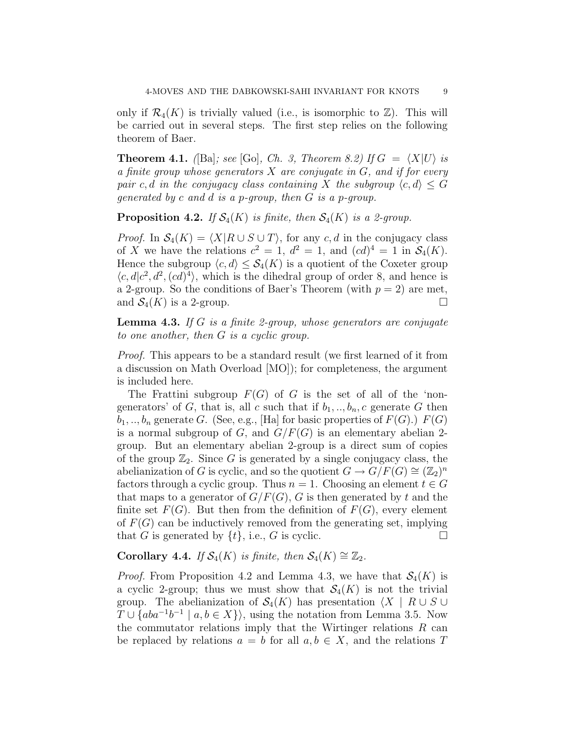only if $\mathcal{R}_4(K)$ is trivially valued (i.e., is isomorphic to $\mathbb{Z}$). This will be carried out in several steps. The first step relies on the following theorem of Baer.

**Theorem 4.1.** *([Ba]; see [Go], Ch. 3, Theorem 8.2) If $G = \langle X|U\rangle$ is a finite group whose generators $X$ are conjugate in $G$, and if for every pair $c, d$ in the conjugacy class containing $X$ the subgroup $\langle c, d\rangle \leq G$ generated by $c$ and $d$ is a $p$-group, then $G$ is a $p$-group.*

**Proposition 4.2.** *If $\mathcal{S}_4(K)$ is finite, then $\mathcal{S}_4(K)$ is a 2-group.*

*Proof.* In $\mathcal{S}_4(K) = \langle X|R \cup S \cup T\rangle$, for any $c, d$ in the conjugacy class of $X$ we have the relations $c^2 = 1$, $d^2 = 1$, and $(cd)^4 = 1$ in $\mathcal{S}_4(K)$. Hence the subgroup $\langle c, d\rangle \leq \mathcal{S}_4(K)$ is a quotient of the Coxeter group $\langle c, d|c^2, d^2, (cd)^4\rangle$, which is the dihedral group of order 8, and hence is a 2-group. So the conditions of Baer's Theorem (with $p = 2$) are met, and $\mathcal{S}_4(K)$ is a 2-group. □

**Lemma 4.3.** *If $G$ is a finite 2-group, whose generators are conjugate to one another, then $G$ is a cyclic group.*

*Proof.* This appears to be a standard result (we first learned of it from a discussion on Math Overload [MO]); for completeness, the argument is included here.

The Frattini subgroup $F(G)$ of $G$ is the set of all of the 'non-generators' of $G$, that is, all $c$ such that if $b_1, .., b_n, c$ generate $G$ then $b_1, .., b_n$ generate $G$. (See, e.g., [Ha] for basic properties of $F(G)$.) $F(G)$ is a normal subgroup of $G$, and $G/F(G)$ is an elementary abelian 2-group. But an elementary abelian 2-group is a direct sum of copies of the group $\mathbb{Z}_2$. Since $G$ is generated by a single conjugacy class, the abelianization of $G$ is cyclic, and so the quotient $G \to G/F(G) \cong (\mathbb{Z}_2)^n$ factors through a cyclic group. Thus $n = 1$. Choosing an element $t \in G$ that maps to a generator of $G/F(G)$, $G$ is then generated by $t$ and the finite set $F(G)$. But then from the definition of $F(G)$, every element of $F(G)$ can be inductively removed from the generating set, implying that $G$ is generated by $\{t\}$, i.e., $G$ is cyclic. □

**Corollary 4.4.** *If $\mathcal{S}_4(K)$ is finite, then $\mathcal{S}_4(K) \cong \mathbb{Z}_2$.*

*Proof.* From Proposition 4.2 and Lemma 4.3, we have that $\mathcal{S}_4(K)$ is a cyclic 2-group; thus we must show that $\mathcal{S}_4(K)$ is not the trivial group. The abelianization of $\mathcal{S}_4(K)$ has presentation $\langle X \mid R \cup S \cup T \cup \{aba^{-1}b^{-1} \mid a, b \in X\}\rangle$, using the notation from Lemma 3.5. Now the commutator relations imply that the Wirtinger relations $R$ can be replaced by relations $a = b$ for all $a, b \in X$, and the relations $T$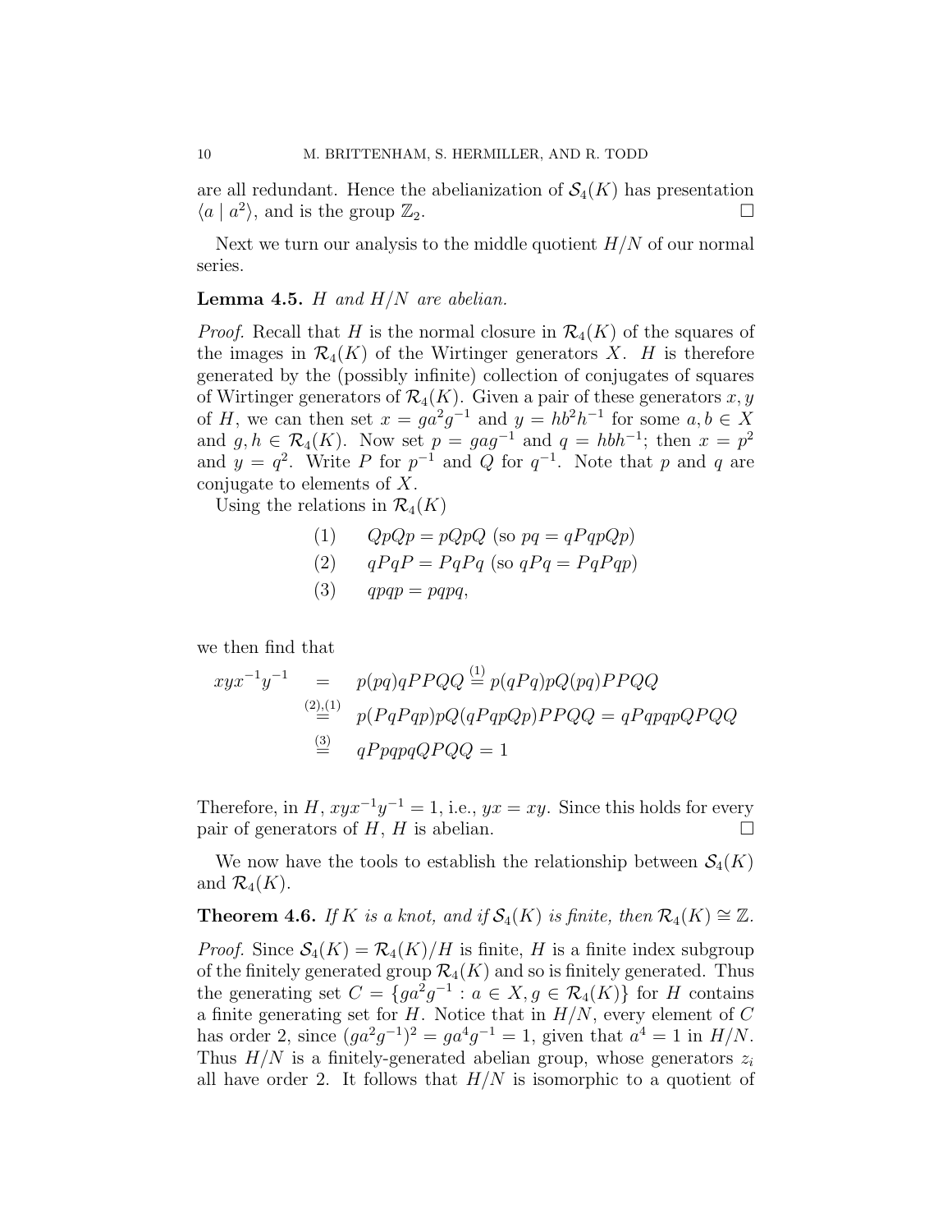are all redundant. Hence the abelianization of $\mathcal{S}_4(K)$ has presentation $\langle a \mid a^2 \rangle$, and is the group $\mathbb{Z}_2$. □

Next we turn our analysis to the middle quotient $H/N$ of our normal series.

**Lemma 4.5.** *$H$ and $H/N$ are abelian.*

*Proof.* Recall that $H$ is the normal closure in $\mathcal{R}_4(K)$ of the squares of the images in $\mathcal{R}_4(K)$ of the Wirtinger generators $X$. $H$ is therefore generated by the (possibly infinite) collection of conjugates of squares of Wirtinger generators of $\mathcal{R}_4(K)$. Given a pair of these generators $x, y$ of $H$, we can then set $x = ga^2g^{-1}$ and $y = hb^2h^{-1}$ for some $a, b \in X$ and $g, h \in \mathcal{R}_4(K)$. Now set $p = gag^{-1}$ and $q = hbh^{-1}$; then $x = p^2$ and $y = q^2$. Write $P$ for $p^{-1}$ and $Q$ for $q^{-1}$. Note that $p$ and $q$ are conjugate to elements of $X$.

Using the relations in $\mathcal{R}_4(K)$

$$
\begin{aligned}
&(1) \qquad QpQp = pQpQ \text{ (so } pq = qPqpQp) \\
&(2) \qquad qPqP = PqPq \text{ (so } qPq = PqPqp) \\
&(3) \qquad qpqp = pqpq,
\end{aligned}
$$

we then find that

$$
\begin{aligned}
xyx^{-1}y^{-1} &= p(pq)qPPQQ \overset{(1)}{=} p(qPq)pQ(pq)PPQQ \\
&\overset{(2),(1)}{=} p(PqPqp)pQ(qPqpQp)PPQQ = qPqpqpQPQQ \\
&\overset{(3)}{=} qPpqpqQPQQ = 1
\end{aligned}
$$

Therefore, in $H$, $xyx^{-1}y^{-1} = 1$, i.e., $yx = xy$. Since this holds for every pair of generators of $H$, $H$ is abelian. □

We now have the tools to establish the relationship between $\mathcal{S}_4(K)$ and $\mathcal{R}_4(K)$.

**Theorem 4.6.** *If $K$ is a knot, and if $\mathcal{S}_4(K)$ is finite, then $\mathcal{R}_4(K) \cong \mathbb{Z}$.*

*Proof.* Since $\mathcal{S}_4(K) = \mathcal{R}_4(K)/H$ is finite, $H$ is a finite index subgroup of the finitely generated group $\mathcal{R}_4(K)$ and so is finitely generated. Thus the generating set $C = \{ga^2g^{-1} : a \in X, g \in \mathcal{R}_4(K)\}$ for $H$ contains a finite generating set for $H$. Notice that in $H/N$, every element of $C$ has order 2, since $(ga^2g^{-1})^2 = ga^4g^{-1} = 1$, given that $a^4 = 1$ in $H/N$. Thus $H/N$ is a finitely-generated abelian group, whose generators $z_i$ all have order 2. It follows that $H/N$ is isomorphic to a quotient of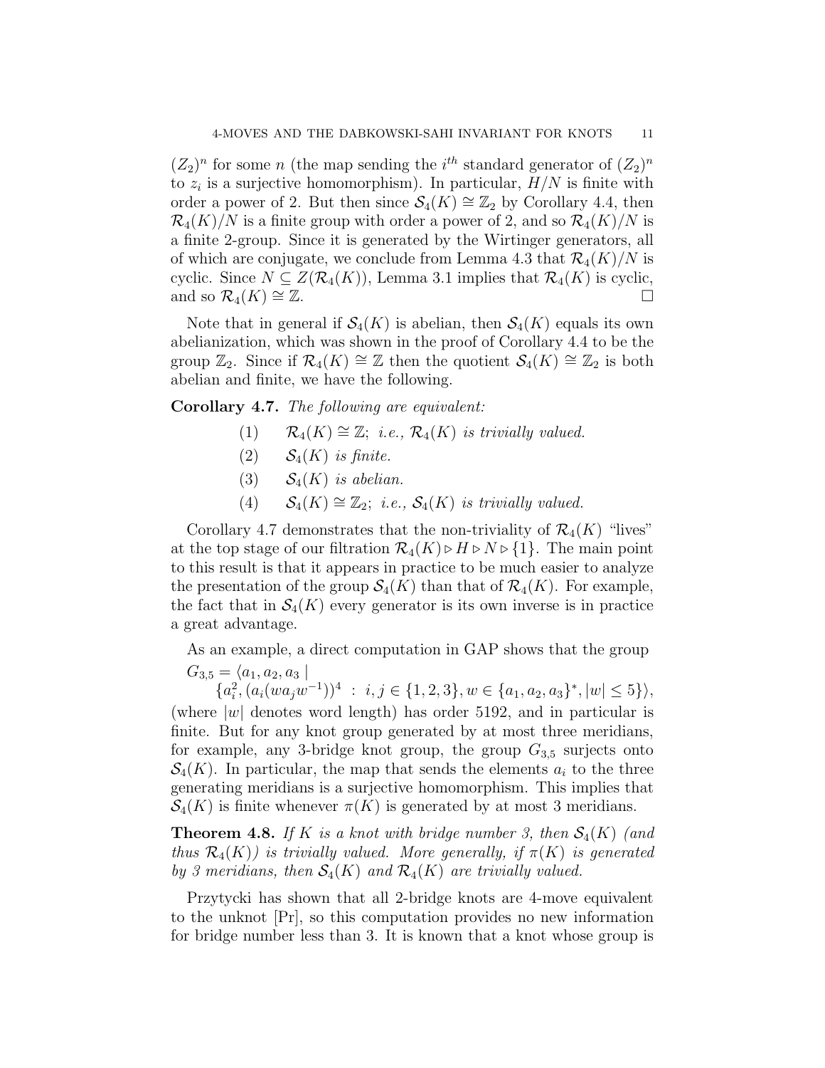$(Z_2)^n$ for some $n$ (the map sending the $i^{th}$ standard generator of $(Z_2)^n$ to $z_i$ is a surjective homomorphism). In particular, $H/N$ is finite with order a power of 2. But then since $\mathcal{S}_4(K) \cong \mathbb{Z}_2$ by Corollary 4.4, then $\mathcal{R}_4(K)/N$ is a finite group with order a power of 2, and so $\mathcal{R}_4(K)/N$ is a finite 2-group. Since it is generated by the Wirtinger generators, all of which are conjugate, we conclude from Lemma 4.3 that $\mathcal{R}_4(K)/N$ is cyclic. Since $N \subseteq Z(\mathcal{R}_4(K))$, Lemma 3.1 implies that $\mathcal{R}_4(K)$ is cyclic, and so $\mathcal{R}_4(K) \cong \mathbb{Z}$. □

Note that in general if $\mathcal{S}_4(K)$ is abelian, then $\mathcal{S}_4(K)$ equals its own abelianization, which was shown in the proof of Corollary 4.4 to be the group $\mathbb{Z}_2$. Since if $\mathcal{R}_4(K) \cong \mathbb{Z}$ then the quotient $\mathcal{S}_4(K) \cong \mathbb{Z}_2$ is both abelian and finite, we have the following.

**Corollary 4.7.** *The following are equivalent:*

(1) $\mathcal{R}_4(K) \cong \mathbb{Z}$; *i.e.,* $\mathcal{R}_4(K)$ *is trivially valued.*

(2) $\mathcal{S}_4(K)$ *is finite.*

(3) $\mathcal{S}_4(K)$ *is abelian.*

(4) $\mathcal{S}_4(K) \cong \mathbb{Z}_2$; *i.e.,* $\mathcal{S}_4(K)$ *is trivially valued.*

Corollary 4.7 demonstrates that the non-triviality of $\mathcal{R}_4(K)$ "lives" at the top stage of our filtration $\mathcal{R}_4(K) \triangleright H \triangleright N \triangleright \{1\}$. The main point to this result is that it appears in practice to be much easier to analyze the presentation of the group $\mathcal{S}_4(K)$ than that of $\mathcal{R}_4(K)$. For example, the fact that in $\mathcal{S}_4(K)$ every generator is its own inverse is in practice a great advantage.

As an example, a direct computation in GAP shows that the group

$$G_{3,5} = \langle a_1, a_2, a_3 \mid \{a_i^2, (a_i(wa_jw^{-1}))^4 \ : \ i,j \in \{1,2,3\}, w \in \{a_1,a_2,a_3\}^*, |w| \le 5\}\rangle,$$

(where $|w|$ denotes word length) has order 5192, and in particular is finite. But for any knot group generated by at most three meridians, for example, any 3-bridge knot group, the group $G_{3,5}$ surjects onto $\mathcal{S}_4(K)$. In particular, the map that sends the elements $a_i$ to the three generating meridians is a surjective homomorphism. This implies that $\mathcal{S}_4(K)$ is finite whenever $\pi(K)$ is generated by at most 3 meridians.

**Theorem 4.8.** *If $K$ is a knot with bridge number 3, then $\mathcal{S}_4(K)$ (and thus $\mathcal{R}_4(K)$) is trivially valued. More generally, if $\pi(K)$ is generated by 3 meridians, then $\mathcal{S}_4(K)$ and $\mathcal{R}_4(K)$ are trivially valued.*

Przytycki has shown that all 2-bridge knots are 4-move equivalent to the unknot [Pr], so this computation provides no new information for bridge number less than 3. It is known that a knot whose group is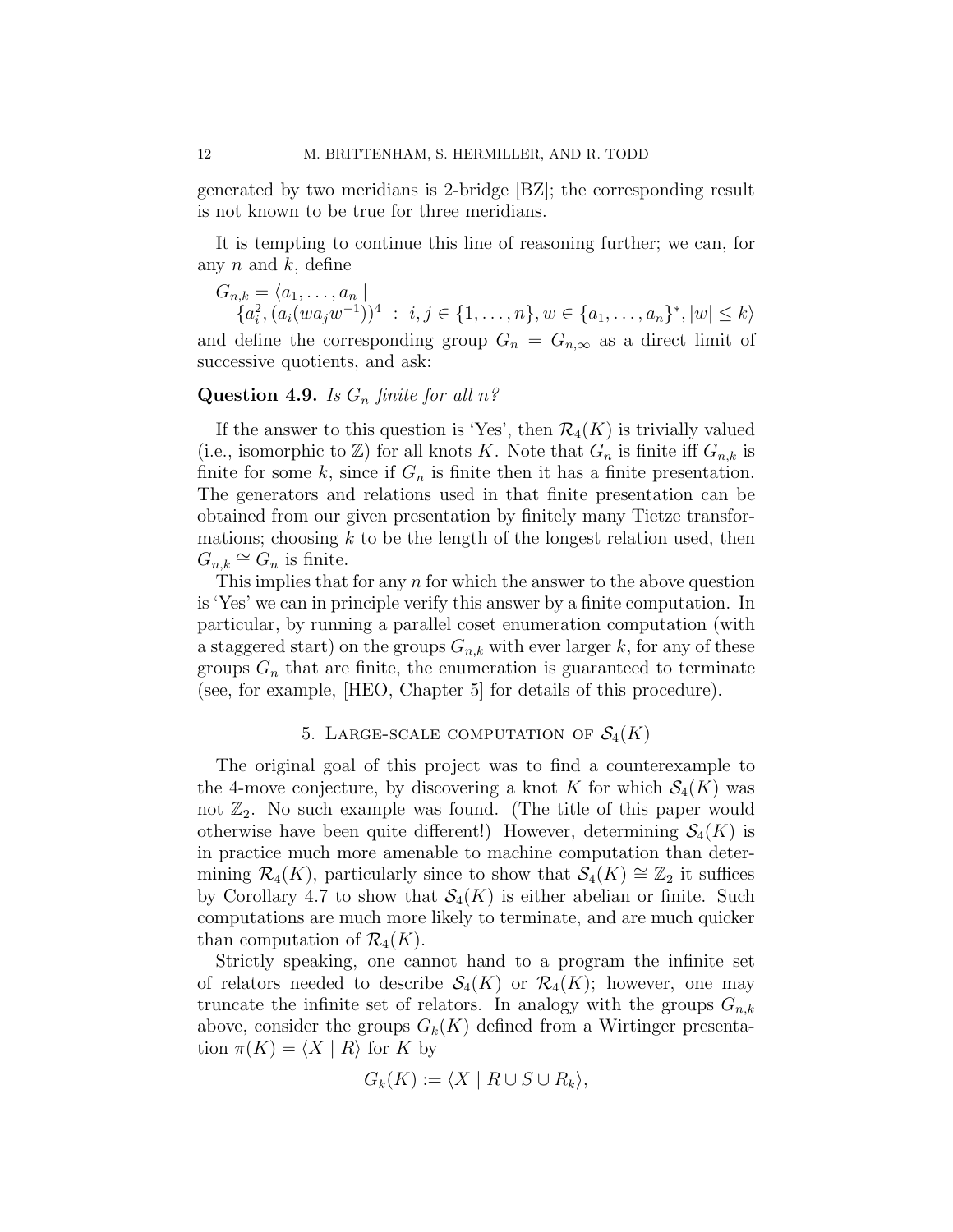generated by two meridians is 2-bridge [BZ]; the corresponding result is not known to be true for three meridians.

It is tempting to continue this line of reasoning further; we can, for any $n$ and $k$, define

$$G_{n,k} = \langle a_1, \ldots, a_n \mid \{a_i^2, (a_i(wa_jw^{-1}))^4 \;:\; i,j \in \{1,\ldots,n\}, w \in \{a_1,\ldots,a_n\}^*, |w| \leq k\rangle$$

and define the corresponding group $G_n = G_{n,\infty}$ as a direct limit of successive quotients, and ask:

**Question 4.9.** *Is $G_n$ finite for all $n$?*

If the answer to this question is 'Yes', then $\mathcal{R}_4(K)$ is trivially valued (i.e., isomorphic to $\mathbb{Z}$) for all knots $K$. Note that $G_n$ is finite iff $G_{n,k}$ is finite for some $k$, since if $G_n$ is finite then it has a finite presentation. The generators and relations used in that finite presentation can be obtained from our given presentation by finitely many Tietze transformations; choosing $k$ to be the length of the longest relation used, then $G_{n,k} \cong G_n$ is finite.

This implies that for any $n$ for which the answer to the above question is 'Yes' we can in principle verify this answer by a finite computation. In particular, by running a parallel coset enumeration computation (with a staggered start) on the groups $G_{n,k}$ with ever larger $k$, for any of these groups $G_n$ that are finite, the enumeration is guaranteed to terminate (see, for example, [HEO, Chapter 5] for details of this procedure).

## 5. Large-scale computation of $\mathcal{S}_4(K)$

The original goal of this project was to find a counterexample to the 4-move conjecture, by discovering a knot $K$ for which $\mathcal{S}_4(K)$ was not $\mathbb{Z}_2$. No such example was found. (The title of this paper would otherwise have been quite different!) However, determining $\mathcal{S}_4(K)$ is in practice much more amenable to machine computation than determining $\mathcal{R}_4(K)$, particularly since to show that $\mathcal{S}_4(K) \cong \mathbb{Z}_2$ it suffices by Corollary 4.7 to show that $\mathcal{S}_4(K)$ is either abelian or finite. Such computations are much more likely to terminate, and are much quicker than computation of $\mathcal{R}_4(K)$.

Strictly speaking, one cannot hand to a program the infinite set of relators needed to describe $\mathcal{S}_4(K)$ or $\mathcal{R}_4(K)$; however, one may truncate the infinite set of relators. In analogy with the groups $G_{n,k}$ above, consider the groups $G_k(K)$ defined from a Wirtinger presentation $\pi(K) = \langle X \mid R\rangle$ for $K$ by

$$G_k(K) := \langle X \mid R \cup S \cup R_k\rangle,$$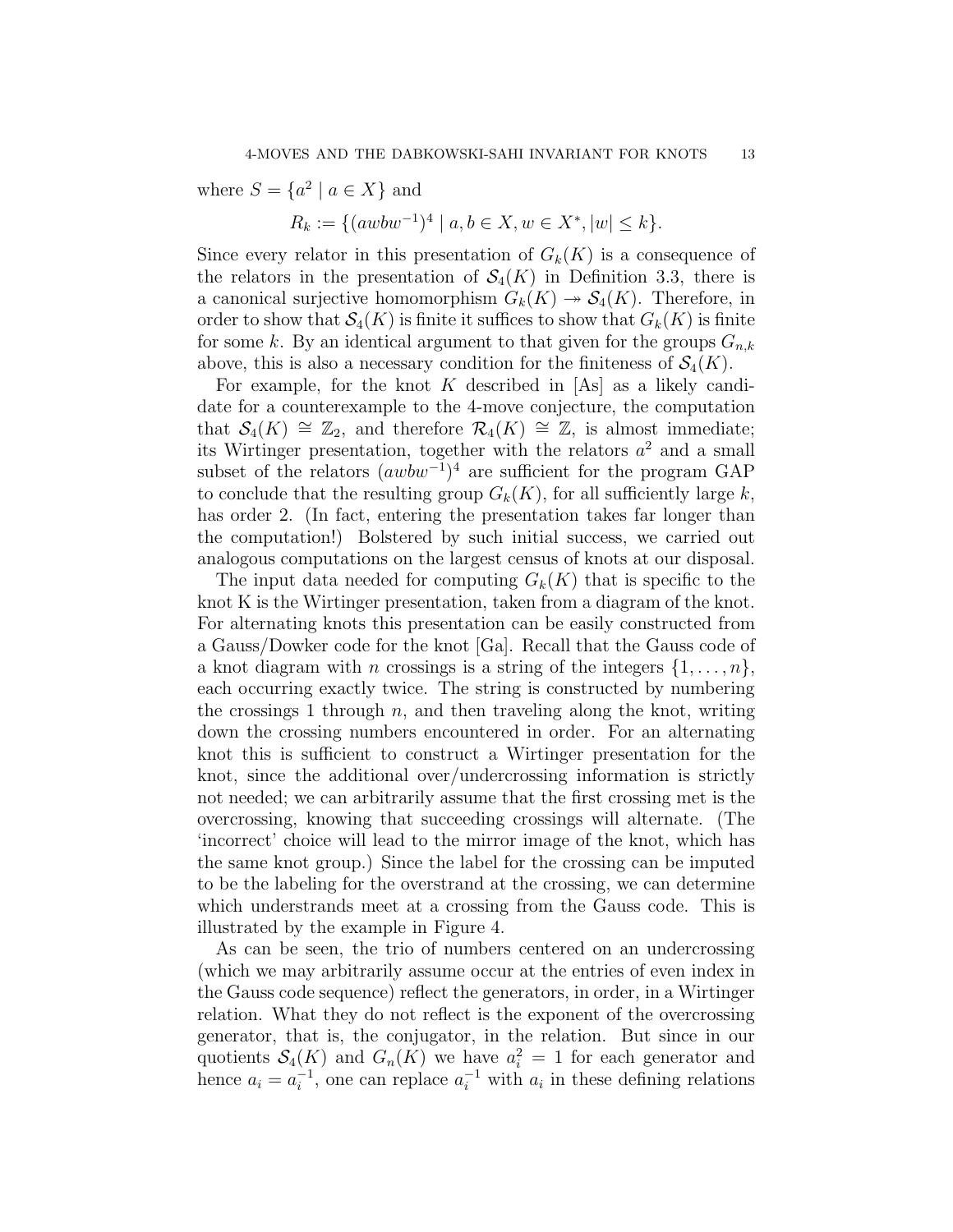where $S = \{a^2 \mid a \in X\}$ and

$$R_k := \{(awbw^{-1})^4 \mid a, b \in X, w \in X^*, |w| \le k\}.$$

Since every relator in this presentation of $G_k(K)$ is a consequence of the relators in the presentation of $\mathcal{S}_4(K)$ in Definition 3.3, there is a canonical surjective homomorphism $G_k(K) \twoheadrightarrow \mathcal{S}_4(K)$. Therefore, in order to show that $\mathcal{S}_4(K)$ is finite it suffices to show that $G_k(K)$ is finite for some $k$. By an identical argument to that given for the groups $G_{n,k}$ above, this is also a necessary condition for the finiteness of $\mathcal{S}_4(K)$.

For example, for the knot $K$ described in [As] as a likely candidate for a counterexample to the 4-move conjecture, the computation that $\mathcal{S}_4(K) \cong \mathbb{Z}_2$, and therefore $\mathcal{R}_4(K) \cong \mathbb{Z}$, is almost immediate; its Wirtinger presentation, together with the relators $a^2$ and a small subset of the relators $(awbw^{-1})^4$ are sufficient for the program GAP to conclude that the resulting group $G_k(K)$, for all sufficiently large $k$, has order 2. (In fact, entering the presentation takes far longer than the computation!) Bolstered by such initial success, we carried out analogous computations on the largest census of knots at our disposal.

The input data needed for computing $G_k(K)$ that is specific to the knot K is the Wirtinger presentation, taken from a diagram of the knot. For alternating knots this presentation can be easily constructed from a Gauss/Dowker code for the knot [Ga]. Recall that the Gauss code of a knot diagram with $n$ crossings is a string of the integers $\{1, \ldots, n\}$, each occurring exactly twice. The string is constructed by numbering the crossings 1 through $n$, and then traveling along the knot, writing down the crossing numbers encountered in order. For an alternating knot this is sufficient to construct a Wirtinger presentation for the knot, since the additional over/undercrossing information is strictly not needed; we can arbitrarily assume that the first crossing met is the overcrossing, knowing that succeeding crossings will alternate. (The 'incorrect' choice will lead to the mirror image of the knot, which has the same knot group.) Since the label for the crossing can be imputed to be the labeling for the overstrand at the crossing, we can determine which understrands meet at a crossing from the Gauss code. This is illustrated by the example in Figure 4.

As can be seen, the trio of numbers centered on an undercrossing (which we may arbitrarily assume occur at the entries of even index in the Gauss code sequence) reflect the generators, in order, in a Wirtinger relation. What they do not reflect is the exponent of the overcrossing generator, that is, the conjugator, in the relation. But since in our quotients $\mathcal{S}_4(K)$ and $G_n(K)$ we have $a_i^2 = 1$ for each generator and hence $a_i = a_i^{-1}$, one can replace $a_i^{-1}$ with $a_i$ in these defining relations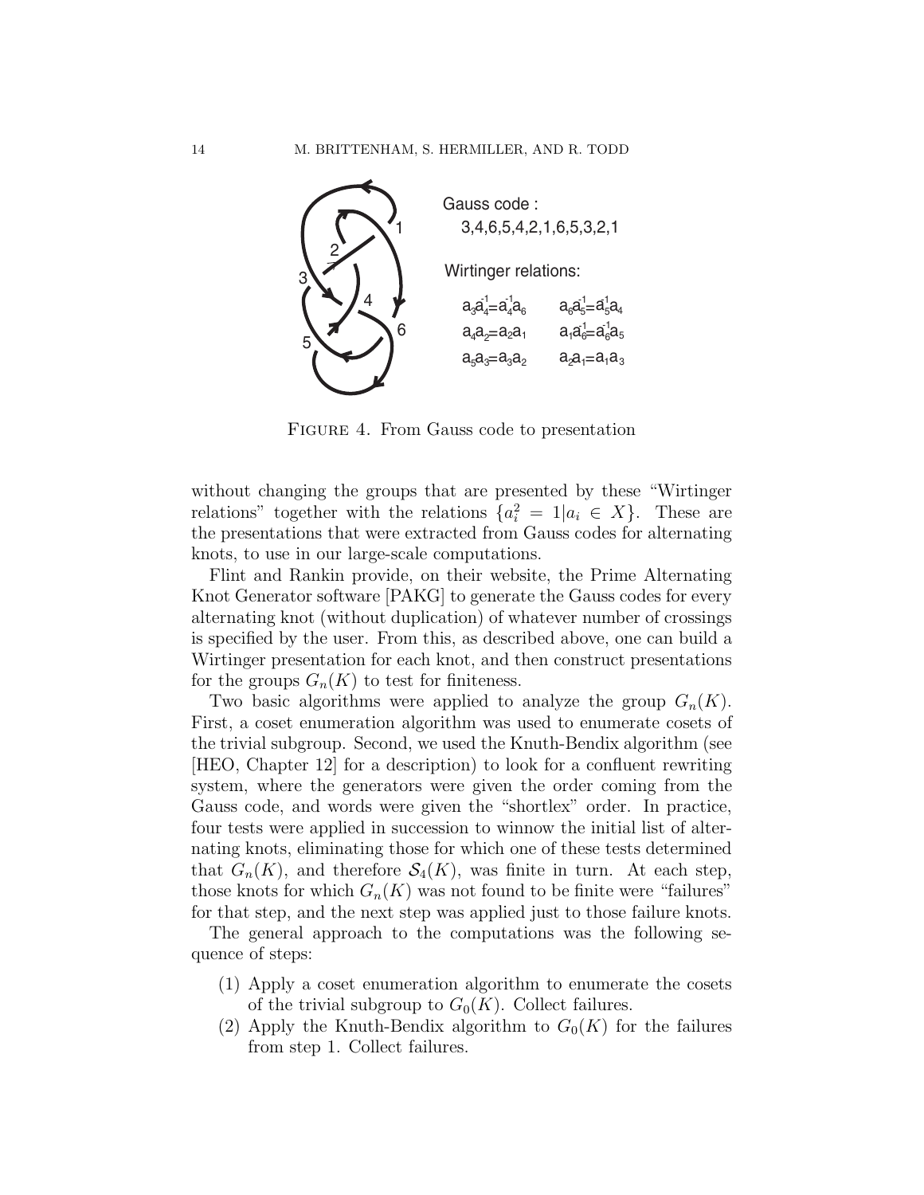Gauss code :
3,4,6,5,4,2,1,6,5,3,2,1

Wirtinger relations:

$a_3a_4^{-1}=a_4^{-1}a_6$ $\quad$ $a_6a_5^{-1}=a_5^{-1}a_4$

$a_4a_2=a_2a_1$ $\quad$ $a_1a_6^{-1}=a_6^{-1}a_5$

$a_5a_3=a_3a_2$ $\quad$ $a_2a_1=a_1a_3$

Figure 4. From Gauss code to presentation

without changing the groups that are presented by these "Wirtinger relations" together with the relations $\{a_i^2 = 1 | a_i \in X\}$. These are the presentations that were extracted from Gauss codes for alternating knots, to use in our large-scale computations.

Flint and Rankin provide, on their website, the Prime Alternating Knot Generator software [PAKG] to generate the Gauss codes for every alternating knot (without duplication) of whatever number of crossings is specified by the user. From this, as described above, one can build a Wirtinger presentation for each knot, and then construct presentations for the groups $G_n(K)$ to test for finiteness.

Two basic algorithms were applied to analyze the group $G_n(K)$. First, a coset enumeration algorithm was used to enumerate cosets of the trivial subgroup. Second, we used the Knuth-Bendix algorithm (see [HEO, Chapter 12] for a description) to look for a confluent rewriting system, where the generators were given the order coming from the Gauss code, and words were given the "shortlex" order. In practice, four tests were applied in succession to winnow the initial list of alternating knots, eliminating those for which one of these tests determined that $G_n(K)$, and therefore $\mathcal{S}_4(K)$, was finite in turn. At each step, those knots for which $G_n(K)$ was not found to be finite were "failures" for that step, and the next step was applied just to those failure knots.

The general approach to the computations was the following sequence of steps:

(1) Apply a coset enumeration algorithm to enumerate the cosets of the trivial subgroup to $G_0(K)$. Collect failures.
(2) Apply the Knuth-Bendix algorithm to $G_0(K)$ for the failures from step 1. Collect failures.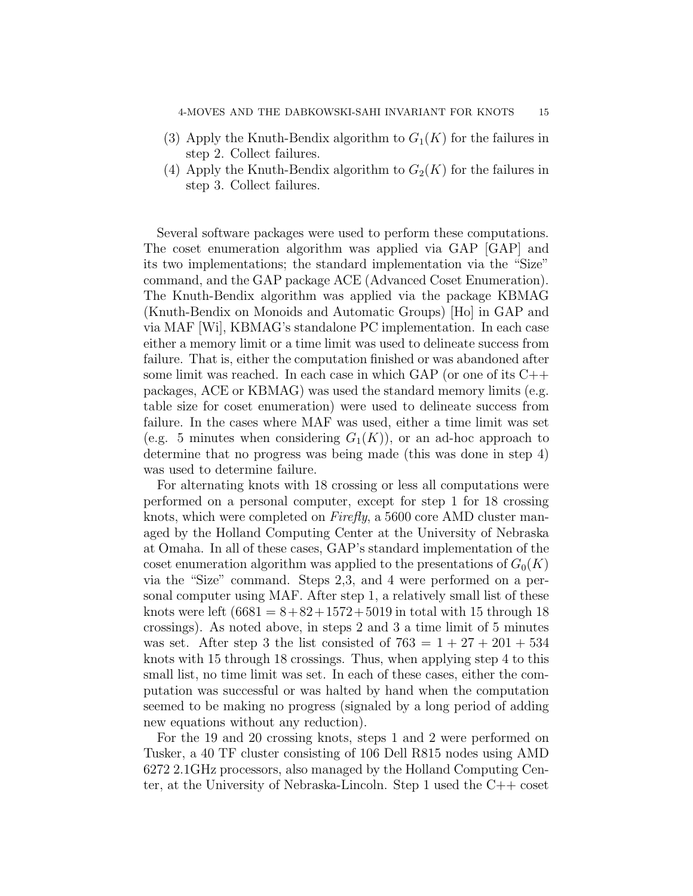(3) Apply the Knuth-Bendix algorithm to $G_1(K)$ for the failures in step 2. Collect failures.
(4) Apply the Knuth-Bendix algorithm to $G_2(K)$ for the failures in step 3. Collect failures.

Several software packages were used to perform these computations. The coset enumeration algorithm was applied via GAP [GAP] and its two implementations; the standard implementation via the "Size" command, and the GAP package ACE (Advanced Coset Enumeration). The Knuth-Bendix algorithm was applied via the package KBMAG (Knuth-Bendix on Monoids and Automatic Groups) [Ho] in GAP and via MAF [Wi], KBMAG's standalone PC implementation. In each case either a memory limit or a time limit was used to delineate success from failure. That is, either the computation finished or was abandoned after some limit was reached. In each case in which GAP (or one of its C++ packages, ACE or KBMAG) was used the standard memory limits (e.g. table size for coset enumeration) were used to delineate success from failure. In the cases where MAF was used, either a time limit was set (e.g. 5 minutes when considering $G_1(K)$), or an ad-hoc approach to determine that no progress was being made (this was done in step 4) was used to determine failure.

For alternating knots with 18 crossing or less all computations were performed on a personal computer, except for step 1 for 18 crossing knots, which were completed on *Firefly*, a 5600 core AMD cluster managed by the Holland Computing Center at the University of Nebraska at Omaha. In all of these cases, GAP's standard implementation of the coset enumeration algorithm was applied to the presentations of $G_0(K)$ via the "Size" command. Steps 2,3, and 4 were performed on a personal computer using MAF. After step 1, a relatively small list of these knots were left ($6681 = 8+82+1572+5019$ in total with 15 through 18 crossings). As noted above, in steps 2 and 3 a time limit of 5 minutes was set. After step 3 the list consisted of $763 = 1 + 27 + 201 + 534$ knots with 15 through 18 crossings. Thus, when applying step 4 to this small list, no time limit was set. In each of these cases, either the computation was successful or was halted by hand when the computation seemed to be making no progress (signaled by a long period of adding new equations without any reduction).

For the 19 and 20 crossing knots, steps 1 and 2 were performed on Tusker, a 40 TF cluster consisting of 106 Dell R815 nodes using AMD 6272 2.1GHz processors, also managed by the Holland Computing Center, at the University of Nebraska-Lincoln. Step 1 used the C++ coset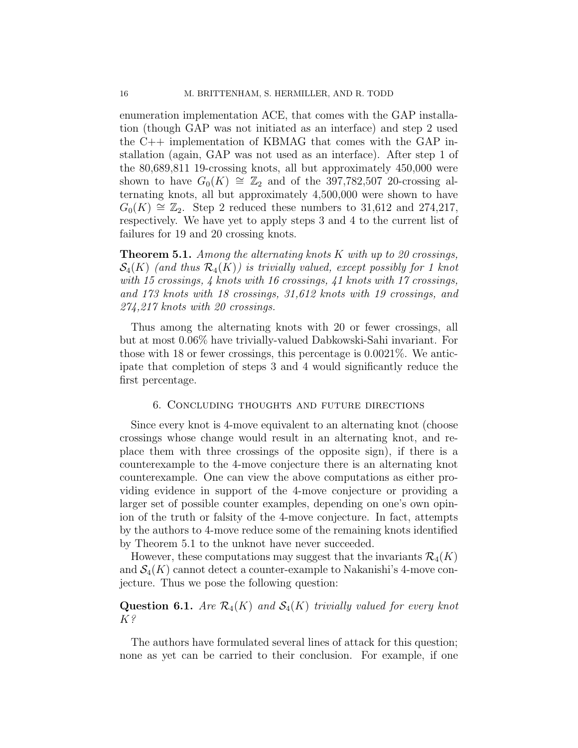enumeration implementation ACE, that comes with the GAP installation (though GAP was not initiated as an interface) and step 2 used the C++ implementation of KBMAG that comes with the GAP installation (again, GAP was not used as an interface). After step 1 of the 80,689,811 19-crossing knots, all but approximately 450,000 were shown to have $G_0(K) \cong \mathbb{Z}_2$ and of the 397,782,507 20-crossing alternating knots, all but approximately 4,500,000 were shown to have $G_0(K) \cong \mathbb{Z}_2$. Step 2 reduced these numbers to 31,612 and 274,217, respectively. We have yet to apply steps 3 and 4 to the current list of failures for 19 and 20 crossing knots.

**Theorem 5.1.** *Among the alternating knots $K$ with up to 20 crossings, $\mathcal{S}_4(K)$ (and thus $\mathcal{R}_4(K)$) is trivially valued, except possibly for 1 knot with 15 crossings, 4 knots with 16 crossings, 41 knots with 17 crossings, and 173 knots with 18 crossings, 31,612 knots with 19 crossings, and 274,217 knots with 20 crossings.*

Thus among the alternating knots with 20 or fewer crossings, all but at most 0.06% have trivially-valued Dabkowski-Sahi invariant. For those with 18 or fewer crossings, this percentage is 0.0021%. We anticipate that completion of steps 3 and 4 would significantly reduce the first percentage.

## 6. Concluding thoughts and future directions

Since every knot is 4-move equivalent to an alternating knot (choose crossings whose change would result in an alternating knot, and replace them with three crossings of the opposite sign), if there is a counterexample to the 4-move conjecture there is an alternating knot counterexample. One can view the above computations as either providing evidence in support of the 4-move conjecture or providing a larger set of possible counter examples, depending on one's own opinion of the truth or falsity of the 4-move conjecture. In fact, attempts by the authors to 4-move reduce some of the remaining knots identified by Theorem 5.1 to the unknot have never succeeded.

However, these computations may suggest that the invariants $\mathcal{R}_4(K)$ and $\mathcal{S}_4(K)$ cannot detect a counter-example to Nakanishi's 4-move conjecture. Thus we pose the following question:

**Question 6.1.** *Are $\mathcal{R}_4(K)$ and $\mathcal{S}_4(K)$ trivially valued for every knot $K$?*

The authors have formulated several lines of attack for this question; none as yet can be carried to their conclusion. For example, if one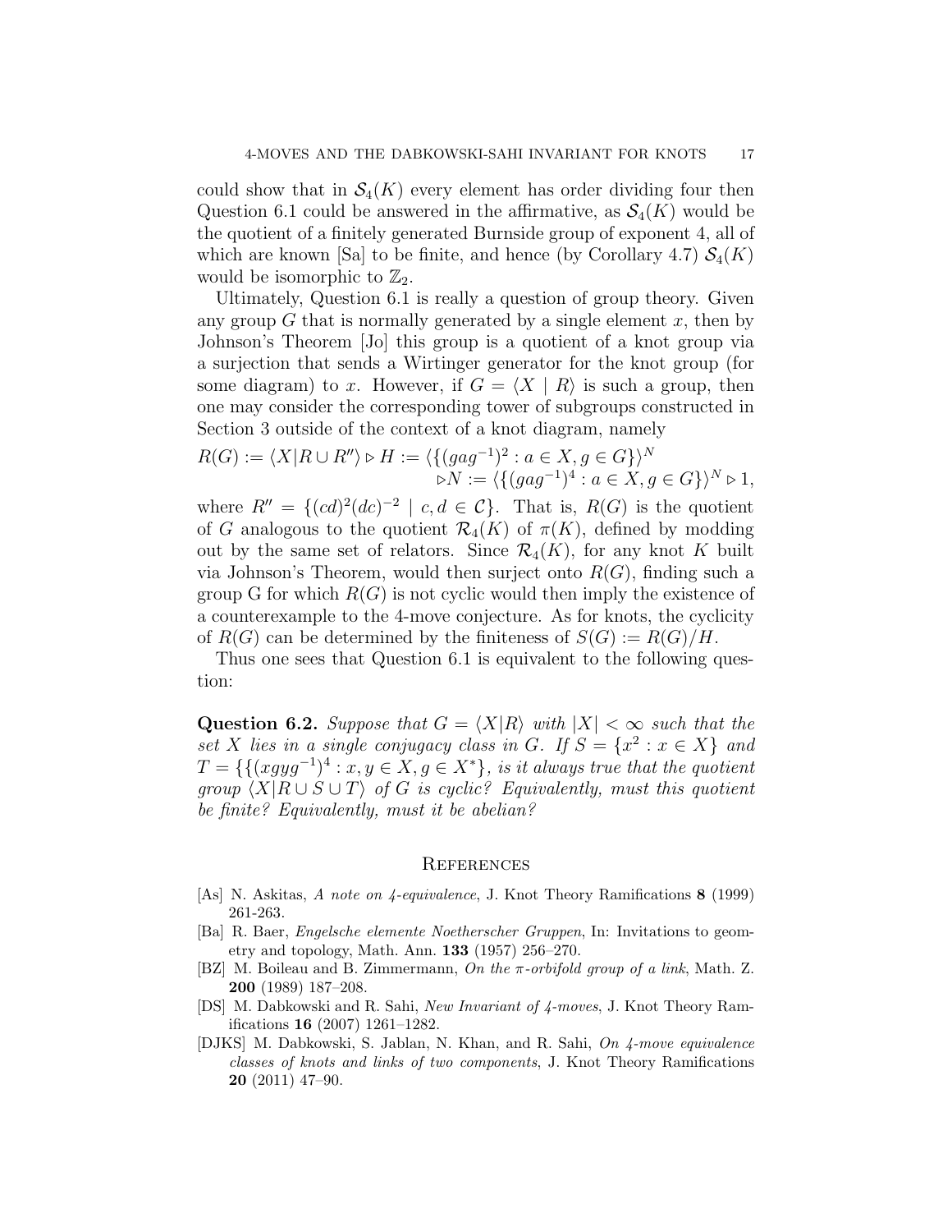could show that in $\mathcal{S}_4(K)$ every element has order dividing four then Question 6.1 could be answered in the affirmative, as $\mathcal{S}_4(K)$ would be the quotient of a finitely generated Burnside group of exponent 4, all of which are known [Sa] to be finite, and hence (by Corollary 4.7) $\mathcal{S}_4(K)$ would be isomorphic to $\mathbb{Z}_2$.

Ultimately, Question 6.1 is really a question of group theory. Given any group $G$ that is normally generated by a single element $x$, then by Johnson's Theorem [Jo] this group is a quotient of a knot group via a surjection that sends a Wirtinger generator for the knot group (for some diagram) to $x$. However, if $G = \langle X \mid R \rangle$ is such a group, then one may consider the corresponding tower of subgroups constructed in Section 3 outside of the context of a knot diagram, namely

$$R(G) := \langle X | R \cup R'' \rangle \triangleright H := \langle \{(gag^{-1})^2 : a \in X, g \in G\} \rangle^N \\ \triangleright N := \langle \{(gag^{-1})^4 : a \in X, g \in G\} \rangle^N \triangleright 1,$$

where $R'' = \{(cd)^2(dc)^{-2} \mid c, d \in \mathcal{C}\}$. That is, $R(G)$ is the quotient of $G$ analogous to the quotient $\mathcal{R}_4(K)$ of $\pi(K)$, defined by modding out by the same set of relators. Since $\mathcal{R}_4(K)$, for any knot $K$ built via Johnson's Theorem, would then surject onto $R(G)$, finding such a group G for which $R(G)$ is not cyclic would then imply the existence of a counterexample to the 4-move conjecture. As for knots, the cyclicity of $R(G)$ can be determined by the finiteness of $S(G) := R(G)/H$.

Thus one sees that Question 6.1 is equivalent to the following question:

**Question 6.2.** *Suppose that $G = \langle X | R \rangle$ with $|X| < \infty$ such that the set $X$ lies in a single conjugacy class in $G$. If $S = \{x^2 : x \in X\}$ and $T = \{\{(xgyg^{-1})^4 : x, y \in X, g \in X^*\}$, is it always true that the quotient group $\langle X | R \cup S \cup T \rangle$ of $G$ is cyclic? Equivalently, must this quotient be finite? Equivalently, must it be abelian?*

## References

[As] N. Askitas, *A note on 4-equivalence*, J. Knot Theory Ramifications **8** (1999) 261-263.

[Ba] R. Baer, *Engelsche elemente Noetherscher Gruppen*, In: Invitations to geometry and topology, Math. Ann. **133** (1957) 256–270.

[BZ] M. Boileau and B. Zimmermann, *On the π-orbifold group of a link*, Math. Z. **200** (1989) 187–208.

[DS] M. Dabkowski and R. Sahi, *New Invariant of 4-moves*, J. Knot Theory Ramifications **16** (2007) 1261–1282.

[DJKS] M. Dabkowski, S. Jablan, N. Khan, and R. Sahi, *On 4-move equivalence classes of knots and links of two components*, J. Knot Theory Ramifications **20** (2011) 47–90.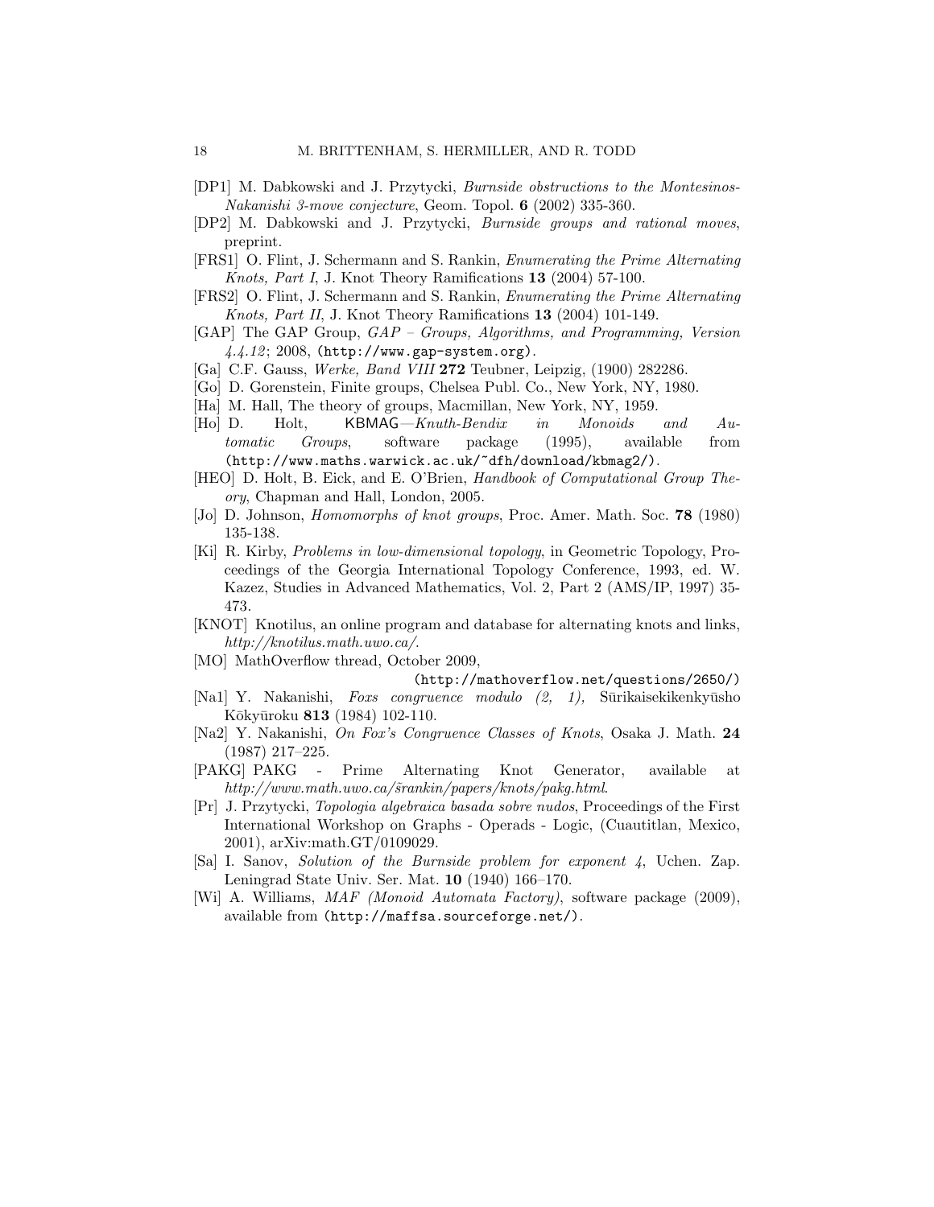[DP1] M. Dabkowski and J. Przytycki, *Burnside obstructions to the Montesinos-Nakanishi 3-move conjecture*, Geom. Topol. **6** (2002) 335-360.

[DP2] M. Dabkowski and J. Przytycki, *Burnside groups and rational moves*, preprint.

[FRS1] O. Flint, J. Schermann and S. Rankin, *Enumerating the Prime Alternating Knots, Part I*, J. Knot Theory Ramifications **13** (2004) 57-100.

[FRS2] O. Flint, J. Schermann and S. Rankin, *Enumerating the Prime Alternating Knots, Part II*, J. Knot Theory Ramifications **13** (2004) 101-149.

[GAP] The GAP Group, *GAP – Groups, Algorithms, and Programming, Version 4.4.12*; 2008, (http://www.gap-system.org).

[Ga] C.F. Gauss, *Werke, Band VIII* **272** Teubner, Leipzig, (1900) 282286.

[Go] D. Gorenstein, Finite groups, Chelsea Publ. Co., New York, NY, 1980.

[Ha] M. Hall, The theory of groups, Macmillan, New York, NY, 1959.

[Ho] D. Holt, KBMAG—*Knuth-Bendix in Monoids and Automatic Groups*, software package (1995), available from (http://www.maths.warwick.ac.uk/~dfh/download/kbmag2/).

[HEO] D. Holt, B. Eick, and E. O'Brien, *Handbook of Computational Group Theory*, Chapman and Hall, London, 2005.

[Jo] D. Johnson, *Homomorphs of knot groups*, Proc. Amer. Math. Soc. **78** (1980) 135-138.

[Ki] R. Kirby, *Problems in low-dimensional topology*, in Geometric Topology, Proceedings of the Georgia International Topology Conference, 1993, ed. W. Kazez, Studies in Advanced Mathematics, Vol. 2, Part 2 (AMS/IP, 1997) 35-473.

[KNOT] Knotilus, an online program and database for alternating knots and links, *http://knotilus.math.uwo.ca/*.

[MO] MathOverflow thread, October 2009, (http://mathoverflow.net/questions/2650/)

[Na1] Y. Nakanishi, *Foxs congruence modulo (2, 1),* Sūrikaisekikenkyūsho Kōkyūroku **813** (1984) 102-110.

[Na2] Y. Nakanishi, *On Fox's Congruence Classes of Knots*, Osaka J. Math. **24** (1987) 217–225.

[PAKG] PAKG - Prime Alternating Knot Generator, available at *http://www.math.uwo.ca/~srankin/papers/knots/pakg.html*.

[Pr] J. Przytycki, *Topologia algebraica basada sobre nudos*, Proceedings of the First International Workshop on Graphs - Operads - Logic, (Cuautitlan, Mexico, 2001), arXiv:math.GT/0109029.

[Sa] I. Sanov, *Solution of the Burnside problem for exponent 4*, Uchen. Zap. Leningrad State Univ. Ser. Mat. **10** (1940) 166–170.

[Wi] A. Williams, *MAF (Monoid Automata Factory)*, software package (2009), available from (http://maffsa.sourceforge.net/).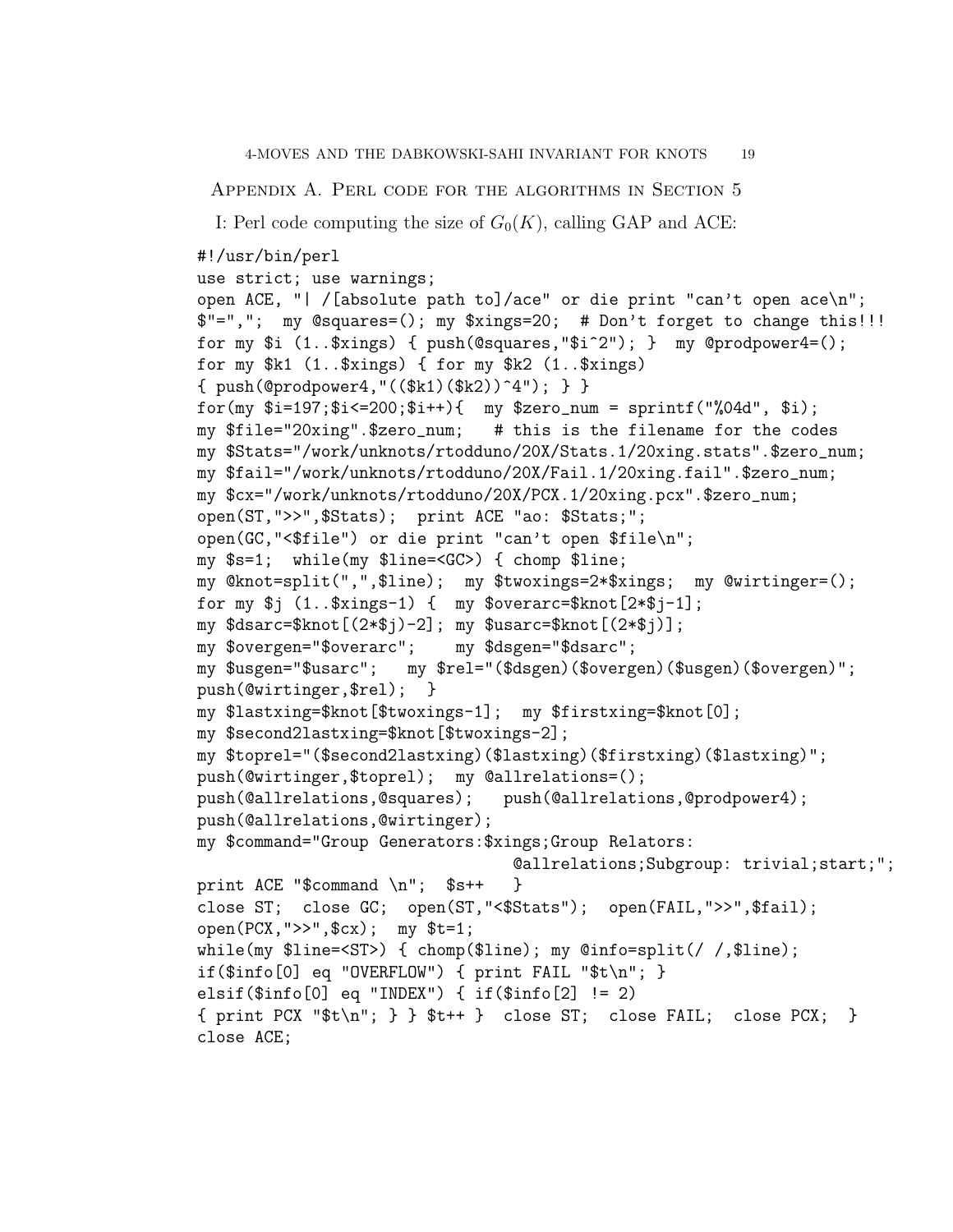## Appendix A. Perl code for the algorithms in Section 5

I: Perl code computing the size of $G_0(K)$, calling GAP and ACE:

```
#!/usr/bin/perl
use strict; use warnings;
open ACE, "| /[absolute path to]/ace" or die print "can't open ace\n";
$"=",";  my @squares=(); my $xings=20;  # Don't forget to change this!!!
for my $i (1..$xings) { push(@squares,"$i^2"); }  my @prodpower4=();
for my $k1 (1..$xings) { for my $k2 (1..$xings)
{ push(@prodpower4,"(($k1)($k2))^4"); } }
for(my $i=197;$i<=200;$i++){  my $zero_num = sprintf("%04d", $i);
my $file="20xing".$zero_num;   # this is the filename for the codes
my $Stats="/work/unknots/rtodduno/20X/Stats.1/20xing.stats".$zero_num;
my $fail="/work/unknots/rtodduno/20X/Fail.1/20xing.fail".$zero_num;
my $cx="/work/unknots/rtodduno/20X/PCX.1/20xing.pcx".$zero_num;
open(ST,">>",$Stats);  print ACE "ao: $Stats;";
open(GC,"<$file") or die print "can't open $file\n";
my $s=1;  while(my $line=<GC>) { chomp $line;
my @knot=split(",",$line);  my $twoxings=2*$xings;  my @wirtinger=();
for my $j (1..$xings-1) {  my $overarc=$knot[2*$j-1];
my $dsarc=$knot[(2*$j)-2]; my $usarc=$knot[(2*$j)];
my $overgen="$overarc";    my $dsgen="$dsarc";
my $usgen="$usarc";   my $rel="($dsgen)($overgen)($usgen)($overgen)";
push(@wirtinger,$rel);  }
my $lastxing=$knot[$twoxings-1];  my $firstxing=$knot[0];
my $second2lastxing=$knot[$twoxings-2];
my $toprel="($second2lastxing)($lastxing)($firstxing)($lastxing)";
push(@wirtinger,$toprel);  my @allrelations=();
push(@allrelations,@squares);   push(@allrelations,@prodpower4);
push(@allrelations,@wirtinger);
my $command="Group Generators:$xings;Group Relators:
                            @allrelations;Subgroup: trivial;start;";
print ACE "$command \n";  $s++   }
close ST;  close GC;  open(ST,"<$Stats");  open(FAIL,">>",$fail);
open(PCX,">>",$cx);  my $t=1;
while(my $line=<ST>) { chomp($line); my @info=split(/ /,$line);
if($info[0] eq "OVERFLOW") { print FAIL "$t\n"; }
elsif($info[0] eq "INDEX") { if($info[2] != 2)
{ print PCX "$t\n"; } } $t++ }  close ST;  close FAIL;  close PCX;  }
close ACE;
```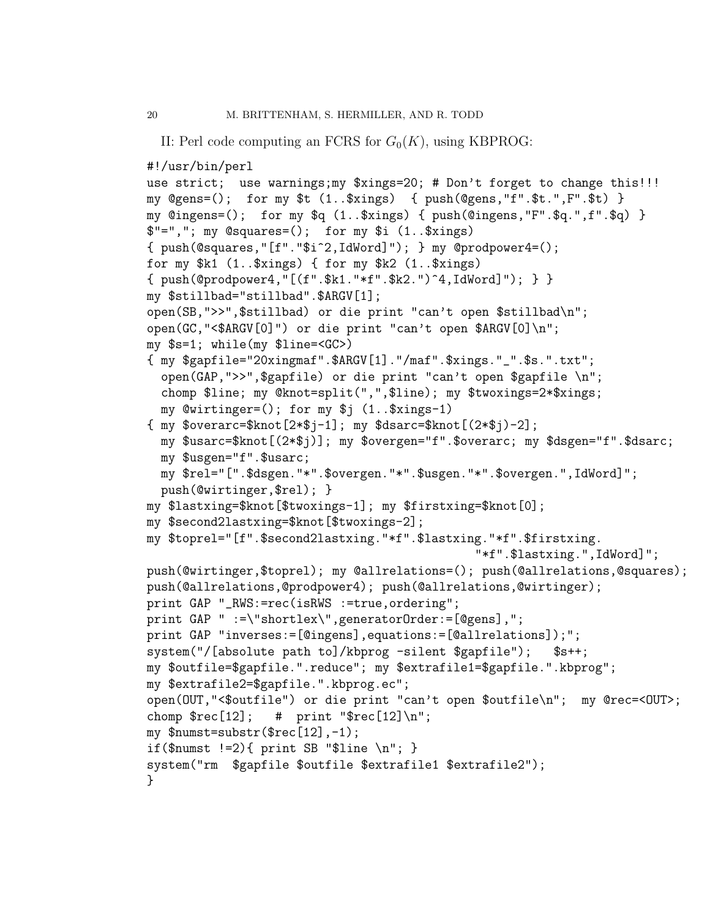II: Perl code computing an FCRS for $G_0(K)$, using KBPROG:

```
#!/usr/bin/perl
use strict;  use warnings;my $xings=20; # Don't forget to change this!!!
my @gens=();  for my $t (1..$xings)  { push(@gens,"f".$t.",F".$t) }
my @ingens=();  for my $q (1..$xings) { push(@ingens,"F".$q.",f".$q) }
$"=","; my @squares=();  for my $i (1..$xings)
{ push(@squares,"[f"."$i^2,IdWord]"); } my @prodpower4=();
for my $k1 (1..$xings) { for my $k2 (1..$xings)
{ push(@prodpower4,"[(f".$k1."*f".$k2.")^4,IdWord]"); } }
my $stillbad="stillbad".$ARGV[1];
open(SB,">>",$stillbad) or die print "can't open $stillbad\n";
open(GC,"<$ARGV[0]") or die print "can't open $ARGV[0]\n";
my $s=1; while(my $line=<GC>)
{ my $gapfile="20xingmaf".$ARGV[1]."/maf".$xings."_".$s.".txt";
  open(GAP,">>",$gapfile) or die print "can't open $gapfile \n";
  chomp $line; my @knot=split(",",$line); my $twoxings=2*$xings;
  my @wirtinger=(); for my $j (1..$xings-1)
{ my $overarc=$knot[2*$j-1]; my $dsarc=$knot[(2*$j)-2];
  my $usarc=$knot[(2*$j)]; my $overgen="f".$overarc; my $dsgen="f".$dsarc;
  my $usgen="f".$usarc;
  my $rel="[".$dsgen."*".$overgen."*".$usgen."*".$overgen.",IdWord]";
  push(@wirtinger,$rel); }
my $lastxing=$knot[$twoxings-1]; my $firstxing=$knot[0];
my $second2lastxing=$knot[$twoxings-2];
my $toprel="[f".$second2lastxing."*f".$lastxing."*f".$firstxing.
                                                "*f".$lastxing.",IdWord]";
push(@wirtinger,$toprel); my @allrelations=(); push(@allrelations,@squares);
push(@allrelations,@prodpower4); push(@allrelations,@wirtinger);
print GAP "_RWS:=rec(isRWS :=true,ordering";
print GAP " :=\"shortlex\",generatorOrder:=[@gens],";
print GAP "inverses:=[@ingens],equations:=[@allrelations]);";
system("/[absolute path to]/kbprog -silent $gapfile");   $s++;
my $outfile=$gapfile.".reduce"; my $extrafile1=$gapfile.".kbprog";
my $extrafile2=$gapfile.".kbprog.ec";
open(OUT,"<$outfile") or die print "can't open $outfile\n";  my @rec=<OUT>;
chomp $rec[12];   #  print "$rec[12]\n";
my $numst=substr($rec[12],-1);
if($numst !=2){ print SB "$line \n"; }
system("rm  $gapfile $outfile $extrafile1 $extrafile2");
}
```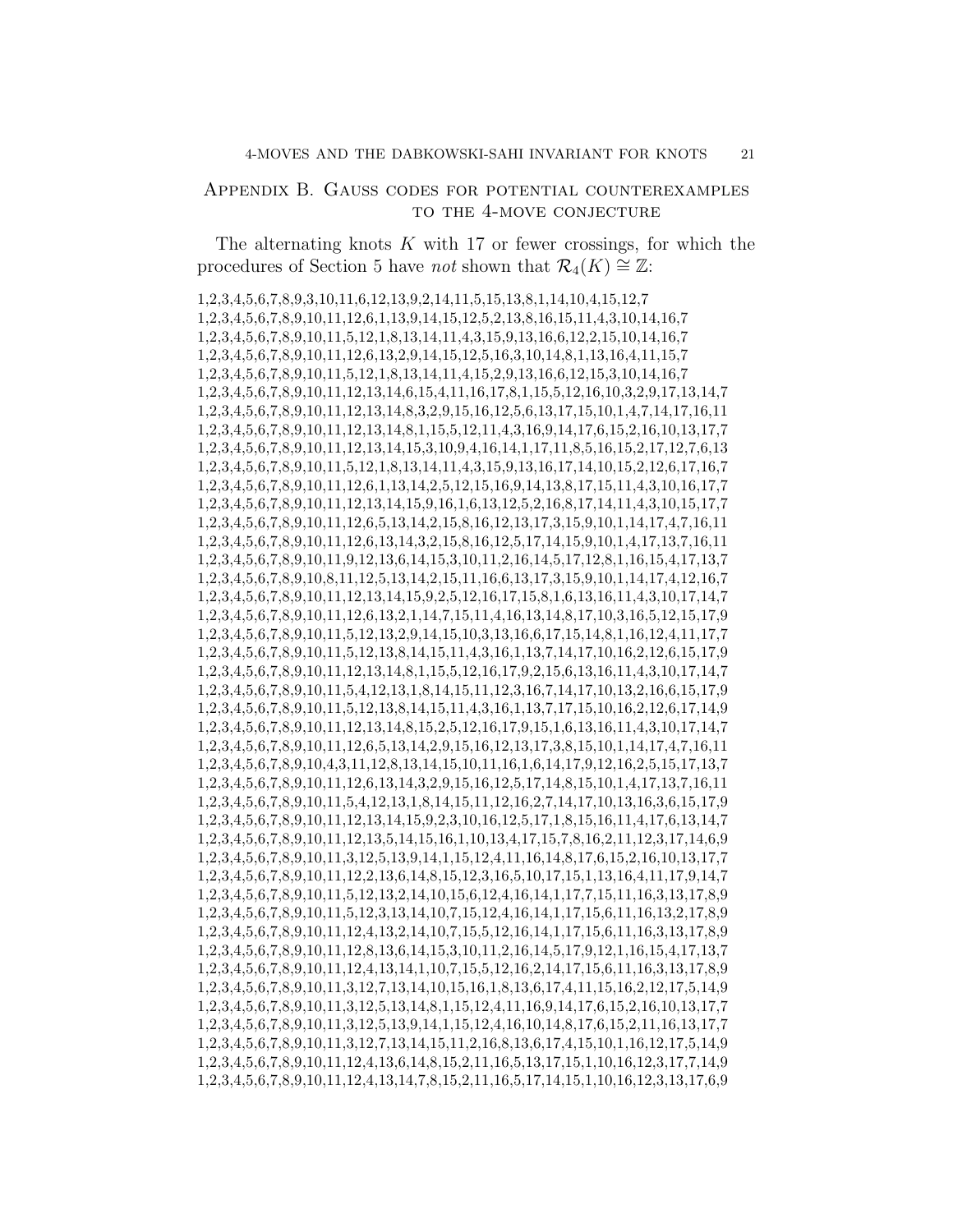## Appendix B. Gauss codes for potential counterexamples to the 4-move conjecture

The alternating knots $K$ with 17 or fewer crossings, for which the procedures of Section 5 have *not* shown that $\mathcal{R}_4(K) \cong \mathbb{Z}$:

1,2,3,4,5,6,7,8,9,3,10,11,6,12,13,9,2,14,11,5,15,13,8,1,14,10,4,15,12,7
1,2,3,4,5,6,7,8,9,10,11,12,6,1,13,9,14,15,12,5,2,13,8,16,15,11,4,3,10,14,16,7
1,2,3,4,5,6,7,8,9,10,11,5,12,1,8,13,14,11,4,3,15,9,13,16,6,12,2,15,10,14,16,7
1,2,3,4,5,6,7,8,9,10,11,12,6,13,2,9,14,15,12,5,16,3,10,14,8,1,13,16,4,11,15,7
1,2,3,4,5,6,7,8,9,10,11,5,12,1,8,13,14,11,4,15,2,9,13,16,6,12,15,3,10,14,16,7
1,2,3,4,5,6,7,8,9,10,11,12,13,14,6,15,4,11,16,17,8,1,15,5,12,16,10,3,2,9,17,13,14,7
1,2,3,4,5,6,7,8,9,10,11,12,13,14,8,3,2,9,15,16,12,5,6,13,17,15,10,1,4,7,14,17,16,11
1,2,3,4,5,6,7,8,9,10,11,12,13,14,8,1,15,5,12,11,4,3,16,9,14,17,6,15,2,16,10,13,17,7
1,2,3,4,5,6,7,8,9,10,11,12,13,14,15,3,10,9,4,16,14,1,17,11,8,5,16,15,2,17,12,7,6,13
1,2,3,4,5,6,7,8,9,10,11,5,12,1,8,13,14,11,4,3,15,9,13,16,17,14,10,15,2,12,6,17,16,7
1,2,3,4,5,6,7,8,9,10,11,12,6,1,13,14,2,5,12,15,16,9,14,13,8,17,15,11,4,3,10,16,17,7
1,2,3,4,5,6,7,8,9,10,11,12,13,14,15,9,16,1,6,13,12,5,2,16,8,17,14,11,4,3,10,15,17,7
1,2,3,4,5,6,7,8,9,10,11,12,6,5,13,14,2,15,8,16,12,13,17,3,15,9,10,1,14,17,4,7,16,11
1,2,3,4,5,6,7,8,9,10,11,12,6,13,14,3,2,15,8,16,12,5,17,14,15,9,10,1,4,17,13,7,16,11
1,2,3,4,5,6,7,8,9,10,11,9,12,13,6,14,15,3,10,11,2,16,14,5,17,12,8,1,16,15,4,17,13,7
1,2,3,4,5,6,7,8,9,10,8,11,12,5,13,14,2,15,11,16,6,13,17,3,15,9,10,1,14,17,4,12,16,7
1,2,3,4,5,6,7,8,9,10,11,12,13,14,15,9,2,5,12,16,17,15,8,1,6,13,16,11,4,3,10,17,14,7
1,2,3,4,5,6,7,8,9,10,11,12,6,13,2,1,14,7,15,11,4,16,13,14,8,17,10,3,16,5,12,15,17,9
1,2,3,4,5,6,7,8,9,10,11,5,12,13,2,9,14,15,10,3,13,16,6,17,15,14,8,1,16,12,4,11,17,7
1,2,3,4,5,6,7,8,9,10,11,5,12,13,8,14,15,11,4,3,16,1,13,7,14,17,10,16,2,12,6,15,17,9
1,2,3,4,5,6,7,8,9,10,11,12,13,14,8,1,15,5,12,16,17,9,2,15,6,13,16,11,4,3,10,17,14,7
1,2,3,4,5,6,7,8,9,10,11,5,4,12,13,1,8,14,15,11,12,3,16,7,14,17,10,13,2,16,6,15,17,9
1,2,3,4,5,6,7,8,9,10,11,5,12,13,8,14,15,11,4,3,16,1,13,7,17,15,10,16,2,12,6,17,14,9
1,2,3,4,5,6,7,8,9,10,11,12,13,14,8,15,2,5,12,16,17,9,15,1,6,13,16,11,4,3,10,17,14,7
1,2,3,4,5,6,7,8,9,10,11,12,6,5,13,14,2,9,15,16,12,13,17,3,8,15,10,1,14,17,4,7,16,11
1,2,3,4,5,6,7,8,9,10,4,3,11,12,8,13,14,15,10,11,16,1,6,14,17,9,12,16,2,5,15,17,13,7
1,2,3,4,5,6,7,8,9,10,11,12,6,13,14,3,2,9,15,16,12,5,17,14,8,15,10,1,4,17,13,7,16,11
1,2,3,4,5,6,7,8,9,10,11,5,4,12,13,1,8,14,15,11,12,16,2,7,14,17,10,13,16,3,6,15,17,9
1,2,3,4,5,6,7,8,9,10,11,12,13,14,15,9,2,3,10,16,12,5,17,1,8,15,16,11,4,17,6,13,14,7
1,2,3,4,5,6,7,8,9,10,11,12,13,5,14,15,16,1,10,13,4,17,15,7,8,16,2,11,12,3,17,14,6,9
1,2,3,4,5,6,7,8,9,10,11,3,12,5,13,9,14,1,15,12,4,11,16,14,8,17,6,15,2,16,10,13,17,7
1,2,3,4,5,6,7,8,9,10,11,12,2,13,6,14,8,15,12,3,16,5,10,17,15,1,13,16,4,11,17,9,14,7
1,2,3,4,5,6,7,8,9,10,11,5,12,13,2,14,10,15,6,12,4,16,14,1,17,7,15,11,16,3,13,17,8,9
1,2,3,4,5,6,7,8,9,10,11,5,12,3,13,14,10,7,15,12,4,16,14,1,17,15,6,11,16,13,2,17,8,9
1,2,3,4,5,6,7,8,9,10,11,12,4,13,2,14,10,7,15,5,12,16,14,1,17,15,6,11,16,3,13,17,8,9
1,2,3,4,5,6,7,8,9,10,11,12,8,13,6,14,15,3,10,11,2,16,14,5,17,9,12,1,16,15,4,17,13,7
1,2,3,4,5,6,7,8,9,10,11,12,4,13,14,1,10,7,15,5,12,16,2,14,17,15,6,11,16,3,13,17,8,9
1,2,3,4,5,6,7,8,9,10,11,3,12,7,13,14,10,15,16,1,8,13,6,17,4,11,15,16,2,12,17,5,14,9
1,2,3,4,5,6,7,8,9,10,11,3,12,5,13,14,8,1,15,12,4,11,16,9,14,17,6,15,2,16,10,13,17,7
1,2,3,4,5,6,7,8,9,10,11,3,12,5,13,9,14,1,15,12,4,16,10,14,8,17,6,15,2,11,16,13,17,7
1,2,3,4,5,6,7,8,9,10,11,3,12,7,13,14,15,11,2,16,8,13,6,17,4,15,10,1,16,12,17,5,14,9
1,2,3,4,5,6,7,8,9,10,11,12,4,13,6,14,8,15,2,11,16,5,13,17,15,1,10,16,12,3,17,7,14,9
1,2,3,4,5,6,7,8,9,10,11,12,4,13,14,7,8,15,2,11,16,5,17,14,15,1,10,16,12,3,13,17,6,9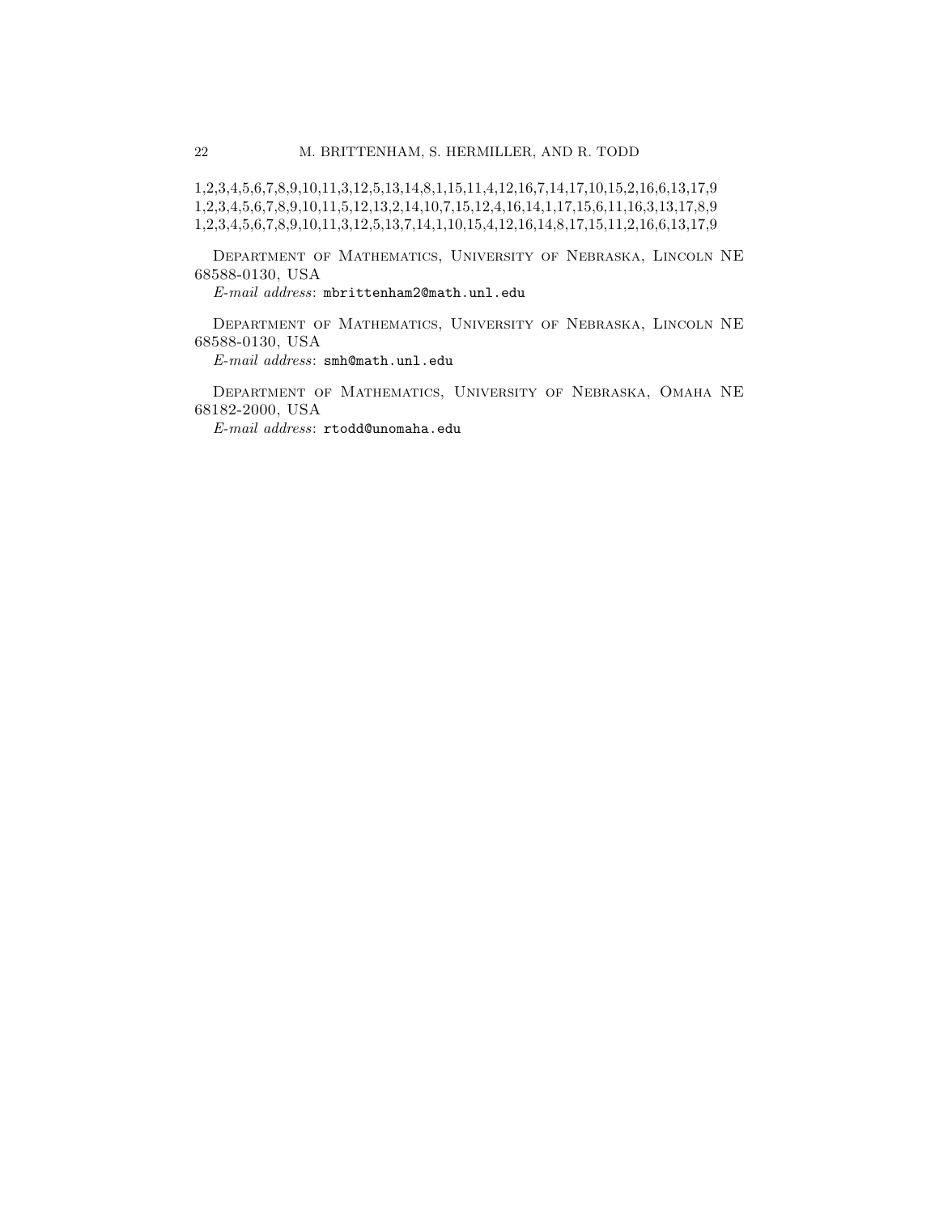1,2,3,4,5,6,7,8,9,10,11,3,12,5,13,14,8,1,15,11,4,12,16,7,14,17,10,15,2,16,6,13,17,9
1,2,3,4,5,6,7,8,9,10,11,5,12,13,2,14,10,7,15,12,4,16,14,1,17,15,6,11,16,3,13,17,8,9
1,2,3,4,5,6,7,8,9,10,11,3,12,5,13,7,14,1,10,15,4,12,16,14,8,17,15,11,2,16,6,13,17,9

Department of Mathematics, University of Nebraska, Lincoln NE 68588-0130, USA

*E-mail address*: `mbrittenham2@math.unl.edu`

Department of Mathematics, University of Nebraska, Lincoln NE 68588-0130, USA

*E-mail address*: `smh@math.unl.edu`

Department of Mathematics, University of Nebraska, Omaha NE 68182-2000, USA

*E-mail address*: `rtodd@unomaha.edu`